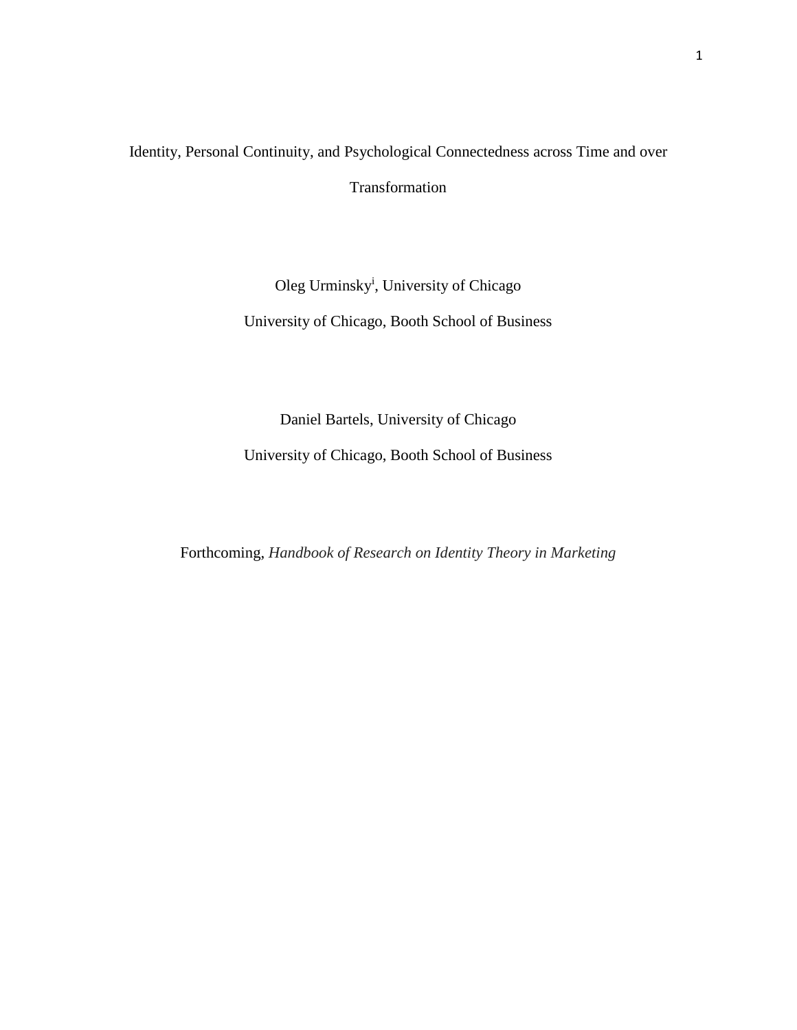# Identity, Personal Continuity, and Psychological Connectedness across Time and over Transformation

Oleg Urminsky[i], University of Chicago

University of Chicago, Booth School of Business

Daniel Bartels, University of Chicago

University of Chicago, Booth School of Business

Forthcoming, *Handbook of Research on Identity Theory in Marketing*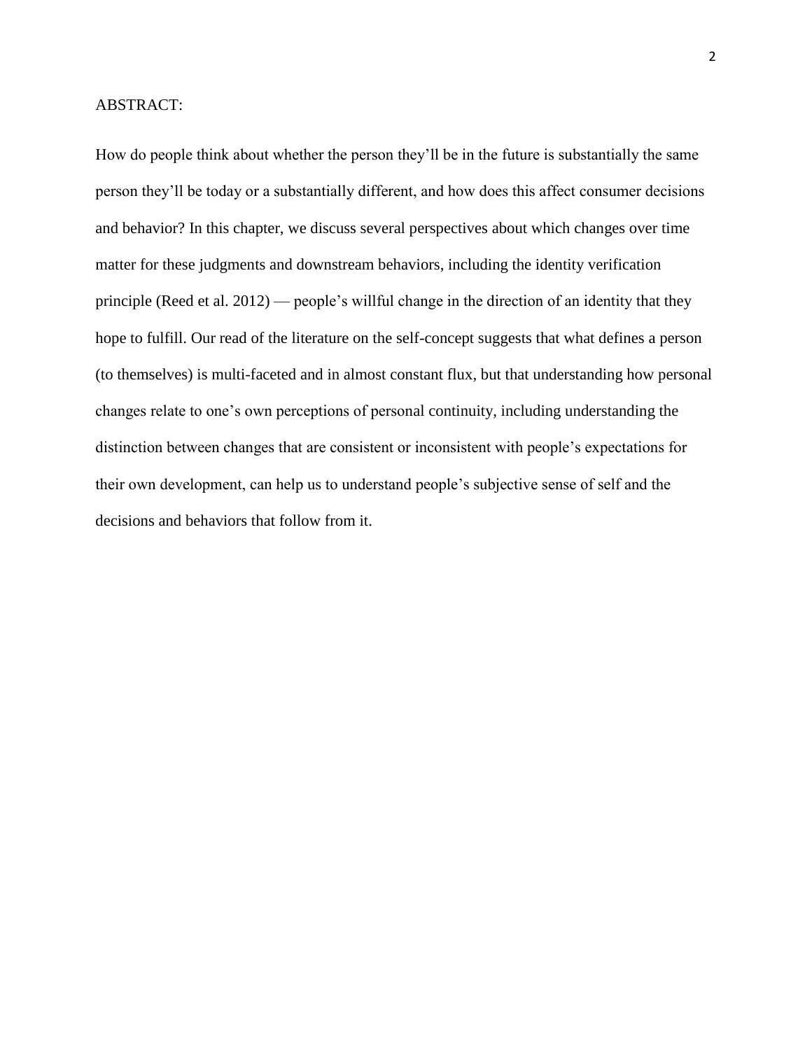ABSTRACT:

How do people think about whether the person they'll be in the future is substantially the same person they'll be today or a substantially different, and how does this affect consumer decisions and behavior? In this chapter, we discuss several perspectives about which changes over time matter for these judgments and downstream behaviors, including the identity verification principle (Reed et al. 2012) — people's willful change in the direction of an identity that they hope to fulfill. Our read of the literature on the self-concept suggests that what defines a person (to themselves) is multi-faceted and in almost constant flux, but that understanding how personal changes relate to one's own perceptions of personal continuity, including understanding the distinction between changes that are consistent or inconsistent with people's expectations for their own development, can help us to understand people's subjective sense of self and the decisions and behaviors that follow from it.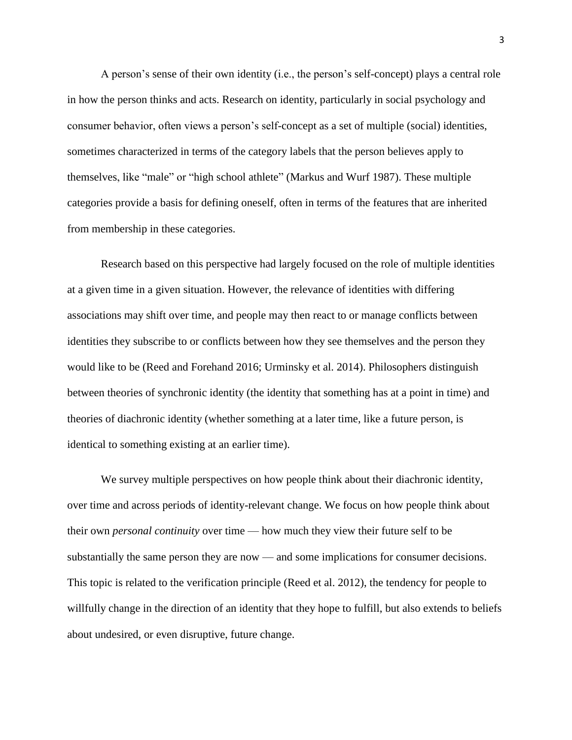A person's sense of their own identity (i.e., the person's self-concept) plays a central role in how the person thinks and acts. Research on identity, particularly in social psychology and consumer behavior, often views a person's self-concept as a set of multiple (social) identities, sometimes characterized in terms of the category labels that the person believes apply to themselves, like "male" or "high school athlete" (Markus and Wurf 1987). These multiple categories provide a basis for defining oneself, often in terms of the features that are inherited from membership in these categories.

Research based on this perspective had largely focused on the role of multiple identities at a given time in a given situation. However, the relevance of identities with differing associations may shift over time, and people may then react to or manage conflicts between identities they subscribe to or conflicts between how they see themselves and the person they would like to be (Reed and Forehand 2016; Urminsky et al. 2014). Philosophers distinguish between theories of synchronic identity (the identity that something has at a point in time) and theories of diachronic identity (whether something at a later time, like a future person, is identical to something existing at an earlier time).

We survey multiple perspectives on how people think about their diachronic identity, over time and across periods of identity-relevant change. We focus on how people think about their own *personal continuity* over time — how much they view their future self to be substantially the same person they are now — and some implications for consumer decisions. This topic is related to the verification principle (Reed et al. 2012), the tendency for people to willfully change in the direction of an identity that they hope to fulfill, but also extends to beliefs about undesired, or even disruptive, future change.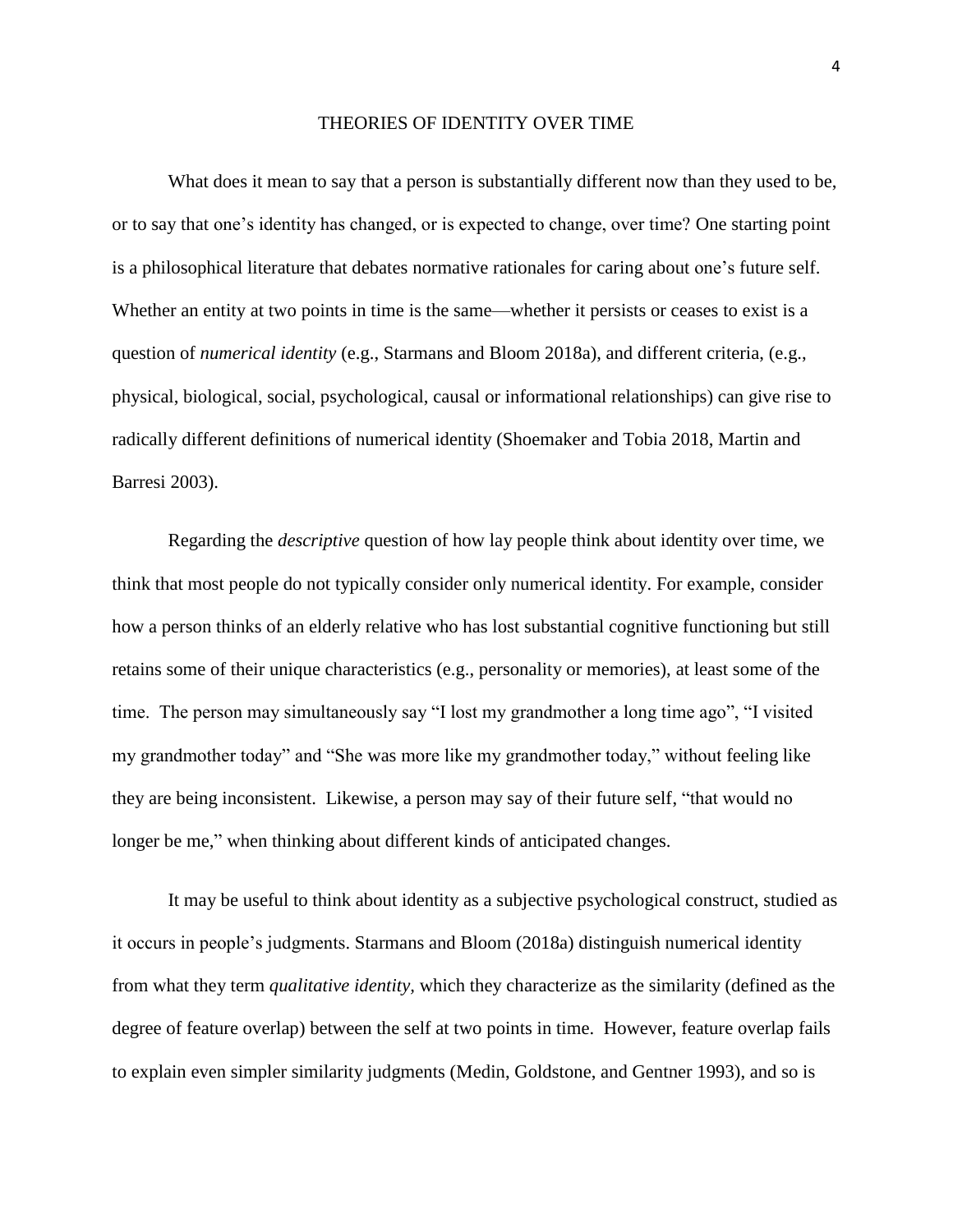## THEORIES OF IDENTITY OVER TIME

What does it mean to say that a person is substantially different now than they used to be, or to say that one's identity has changed, or is expected to change, over time? One starting point is a philosophical literature that debates normative rationales for caring about one's future self. Whether an entity at two points in time is the same—whether it persists or ceases to exist is a question of *numerical identity* (e.g., Starmans and Bloom 2018a), and different criteria, (e.g., physical, biological, social, psychological, causal or informational relationships) can give rise to radically different definitions of numerical identity (Shoemaker and Tobia 2018, Martin and Barresi 2003).

Regarding the *descriptive* question of how lay people think about identity over time, we think that most people do not typically consider only numerical identity. For example, consider how a person thinks of an elderly relative who has lost substantial cognitive functioning but still retains some of their unique characteristics (e.g., personality or memories), at least some of the time. The person may simultaneously say "I lost my grandmother a long time ago", "I visited my grandmother today" and "She was more like my grandmother today," without feeling like they are being inconsistent. Likewise, a person may say of their future self, "that would no longer be me," when thinking about different kinds of anticipated changes.

It may be useful to think about identity as a subjective psychological construct, studied as it occurs in people's judgments. Starmans and Bloom (2018a) distinguish numerical identity from what they term *qualitative identity,* which they characterize as the similarity (defined as the degree of feature overlap) between the self at two points in time. However, feature overlap fails to explain even simpler similarity judgments (Medin, Goldstone, and Gentner 1993), and so is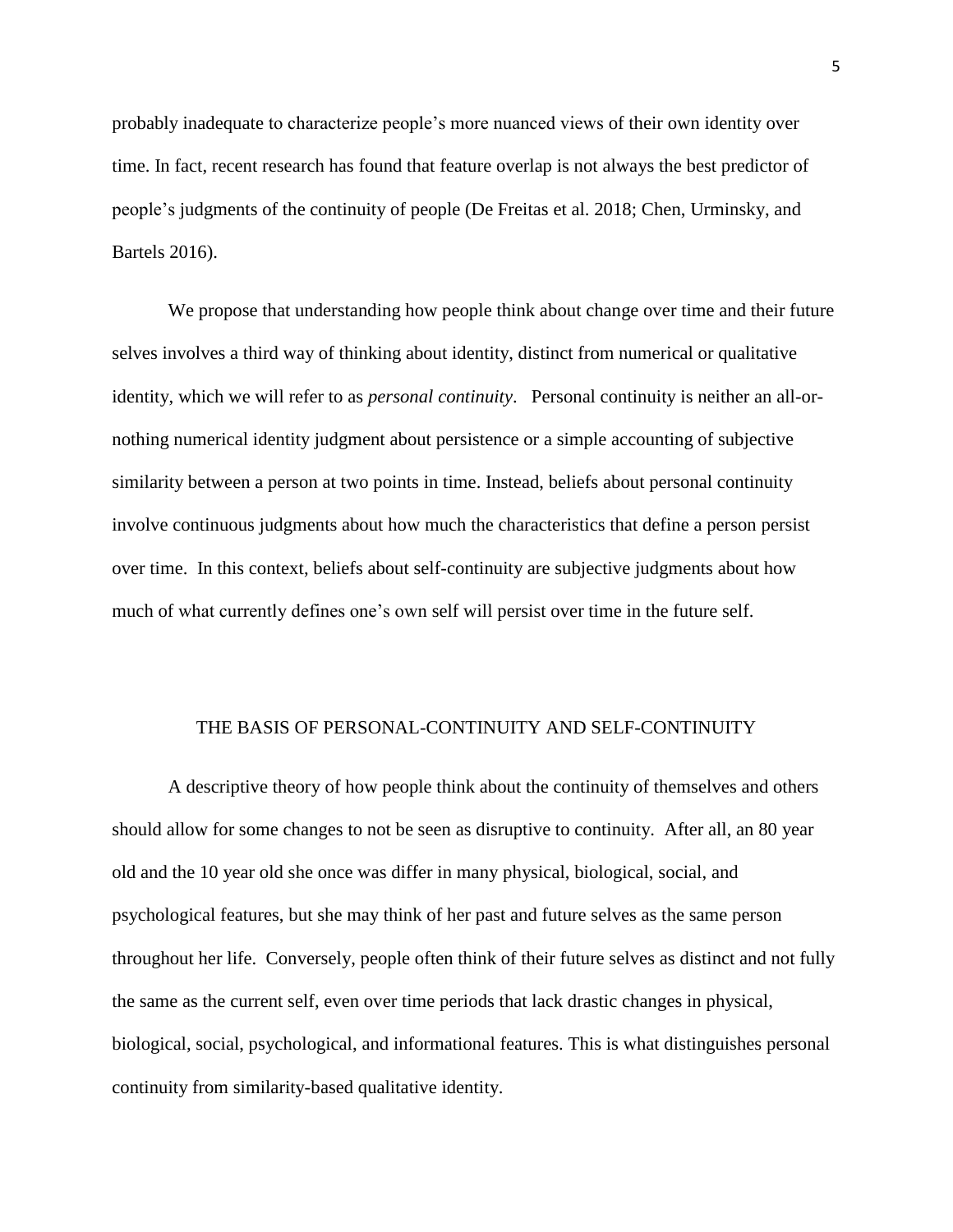probably inadequate to characterize people's more nuanced views of their own identity over time. In fact, recent research has found that feature overlap is not always the best predictor of people's judgments of the continuity of people (De Freitas et al. 2018; Chen, Urminsky, and Bartels 2016).

We propose that understanding how people think about change over time and their future selves involves a third way of thinking about identity, distinct from numerical or qualitative identity, which we will refer to as *personal continuity*. Personal continuity is neither an all-or-nothing numerical identity judgment about persistence or a simple accounting of subjective similarity between a person at two points in time. Instead, beliefs about personal continuity involve continuous judgments about how much the characteristics that define a person persist over time. In this context, beliefs about self-continuity are subjective judgments about how much of what currently defines one's own self will persist over time in the future self.

## THE BASIS OF PERSONAL-CONTINUITY AND SELF-CONTINUITY

A descriptive theory of how people think about the continuity of themselves and others should allow for some changes to not be seen as disruptive to continuity. After all, an 80 year old and the 10 year old she once was differ in many physical, biological, social, and psychological features, but she may think of her past and future selves as the same person throughout her life. Conversely, people often think of their future selves as distinct and not fully the same as the current self, even over time periods that lack drastic changes in physical, biological, social, psychological, and informational features. This is what distinguishes personal continuity from similarity-based qualitative identity.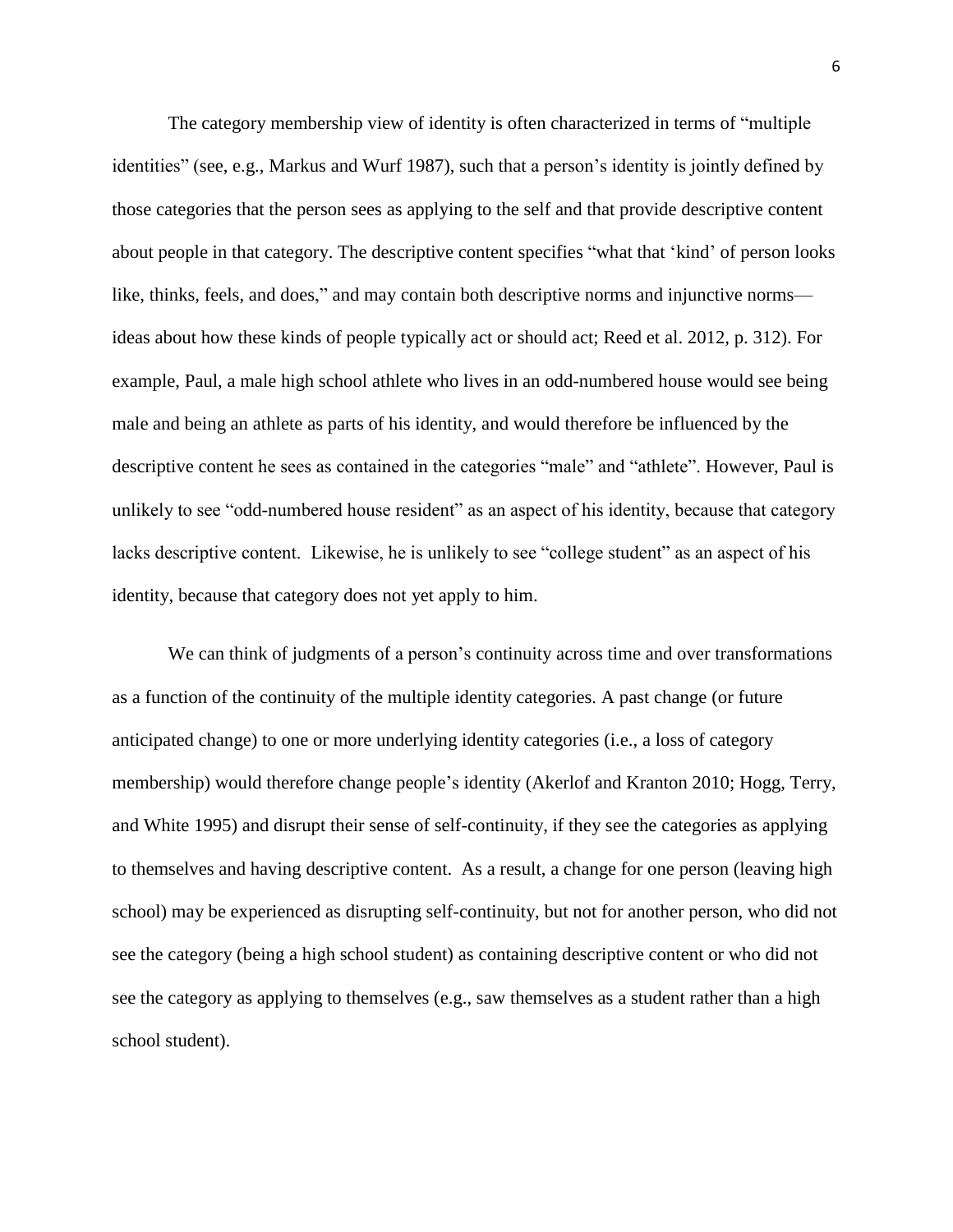The category membership view of identity is often characterized in terms of "multiple identities" (see, e.g., Markus and Wurf 1987), such that a person's identity is jointly defined by those categories that the person sees as applying to the self and that provide descriptive content about people in that category. The descriptive content specifies "what that 'kind' of person looks like, thinks, feels, and does," and may contain both descriptive norms and injunctive norms—ideas about how these kinds of people typically act or should act; Reed et al. 2012, p. 312). For example, Paul, a male high school athlete who lives in an odd-numbered house would see being male and being an athlete as parts of his identity, and would therefore be influenced by the descriptive content he sees as contained in the categories "male" and "athlete". However, Paul is unlikely to see "odd-numbered house resident" as an aspect of his identity, because that category lacks descriptive content. Likewise, he is unlikely to see "college student" as an aspect of his identity, because that category does not yet apply to him.

We can think of judgments of a person's continuity across time and over transformations as a function of the continuity of the multiple identity categories. A past change (or future anticipated change) to one or more underlying identity categories (i.e., a loss of category membership) would therefore change people's identity (Akerlof and Kranton 2010; Hogg, Terry, and White 1995) and disrupt their sense of self-continuity, if they see the categories as applying to themselves and having descriptive content. As a result, a change for one person (leaving high school) may be experienced as disrupting self-continuity, but not for another person, who did not see the category (being a high school student) as containing descriptive content or who did not see the category as applying to themselves (e.g., saw themselves as a student rather than a high school student).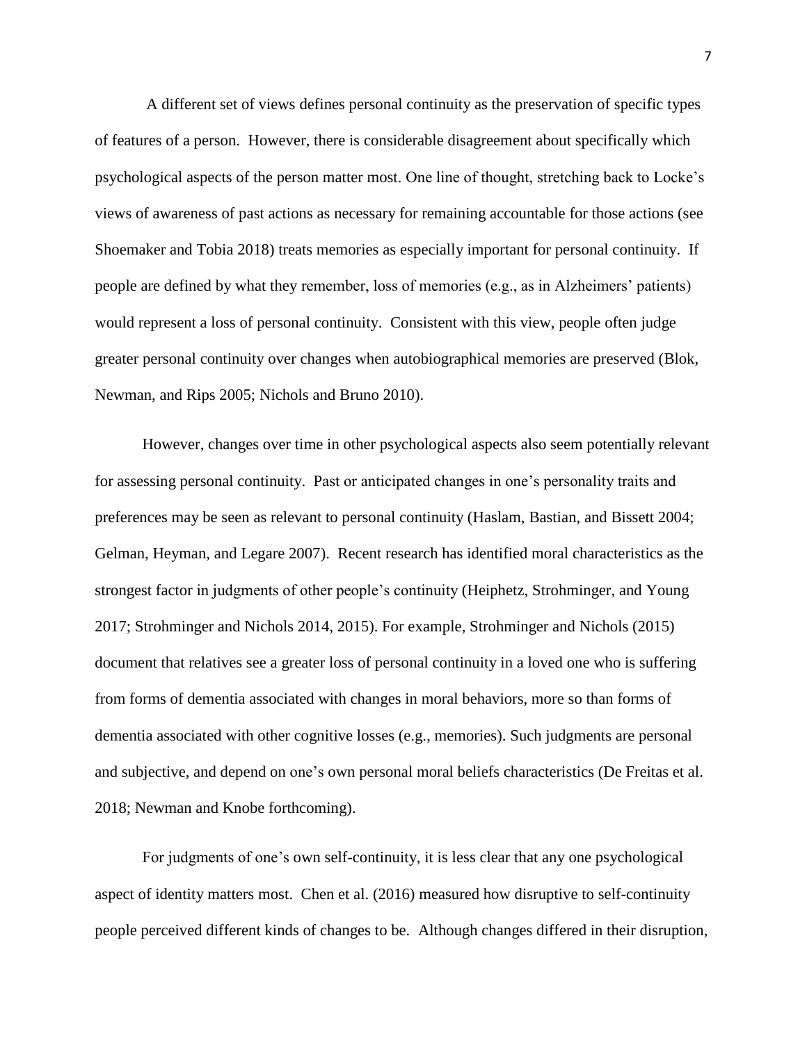A different set of views defines personal continuity as the preservation of specific types of features of a person. However, there is considerable disagreement about specifically which psychological aspects of the person matter most. One line of thought, stretching back to Locke's views of awareness of past actions as necessary for remaining accountable for those actions (see Shoemaker and Tobia 2018) treats memories as especially important for personal continuity. If people are defined by what they remember, loss of memories (e.g., as in Alzheimers' patients) would represent a loss of personal continuity. Consistent with this view, people often judge greater personal continuity over changes when autobiographical memories are preserved (Blok, Newman, and Rips 2005; Nichols and Bruno 2010).

However, changes over time in other psychological aspects also seem potentially relevant for assessing personal continuity. Past or anticipated changes in one's personality traits and preferences may be seen as relevant to personal continuity (Haslam, Bastian, and Bissett 2004; Gelman, Heyman, and Legare 2007). Recent research has identified moral characteristics as the strongest factor in judgments of other people's continuity (Heiphetz, Strohminger, and Young 2017; Strohminger and Nichols 2014, 2015). For example, Strohminger and Nichols (2015) document that relatives see a greater loss of personal continuity in a loved one who is suffering from forms of dementia associated with changes in moral behaviors, more so than forms of dementia associated with other cognitive losses (e.g., memories). Such judgments are personal and subjective, and depend on one's own personal moral beliefs characteristics (De Freitas et al. 2018; Newman and Knobe forthcoming).

For judgments of one's own self-continuity, it is less clear that any one psychological aspect of identity matters most. Chen et al. (2016) measured how disruptive to self-continuity people perceived different kinds of changes to be. Although changes differed in their disruption,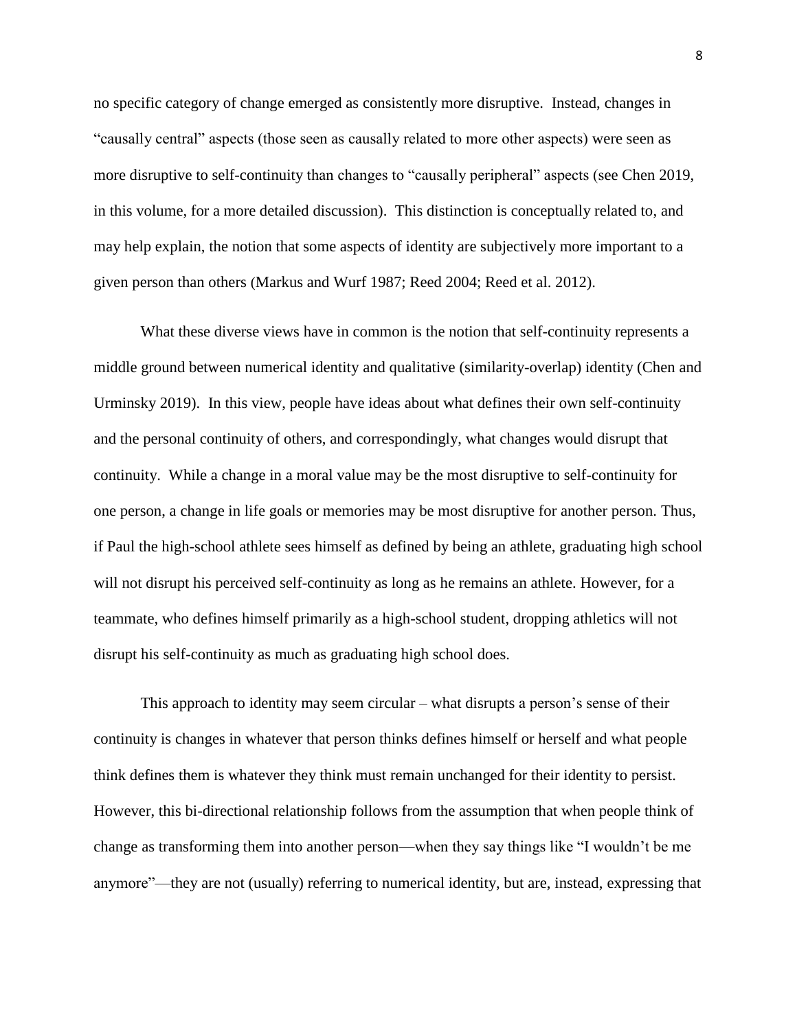no specific category of change emerged as consistently more disruptive. Instead, changes in "causally central" aspects (those seen as causally related to more other aspects) were seen as more disruptive to self-continuity than changes to "causally peripheral" aspects (see Chen 2019, in this volume, for a more detailed discussion). This distinction is conceptually related to, and may help explain, the notion that some aspects of identity are subjectively more important to a given person than others (Markus and Wurf 1987; Reed 2004; Reed et al. 2012).

What these diverse views have in common is the notion that self-continuity represents a middle ground between numerical identity and qualitative (similarity-overlap) identity (Chen and Urminsky 2019). In this view, people have ideas about what defines their own self-continuity and the personal continuity of others, and correspondingly, what changes would disrupt that continuity. While a change in a moral value may be the most disruptive to self-continuity for one person, a change in life goals or memories may be most disruptive for another person. Thus, if Paul the high-school athlete sees himself as defined by being an athlete, graduating high school will not disrupt his perceived self-continuity as long as he remains an athlete. However, for a teammate, who defines himself primarily as a high-school student, dropping athletics will not disrupt his self-continuity as much as graduating high school does.

This approach to identity may seem circular – what disrupts a person's sense of their continuity is changes in whatever that person thinks defines himself or herself and what people think defines them is whatever they think must remain unchanged for their identity to persist. However, this bi-directional relationship follows from the assumption that when people think of change as transforming them into another person—when they say things like "I wouldn't be me anymore"—they are not (usually) referring to numerical identity, but are, instead, expressing that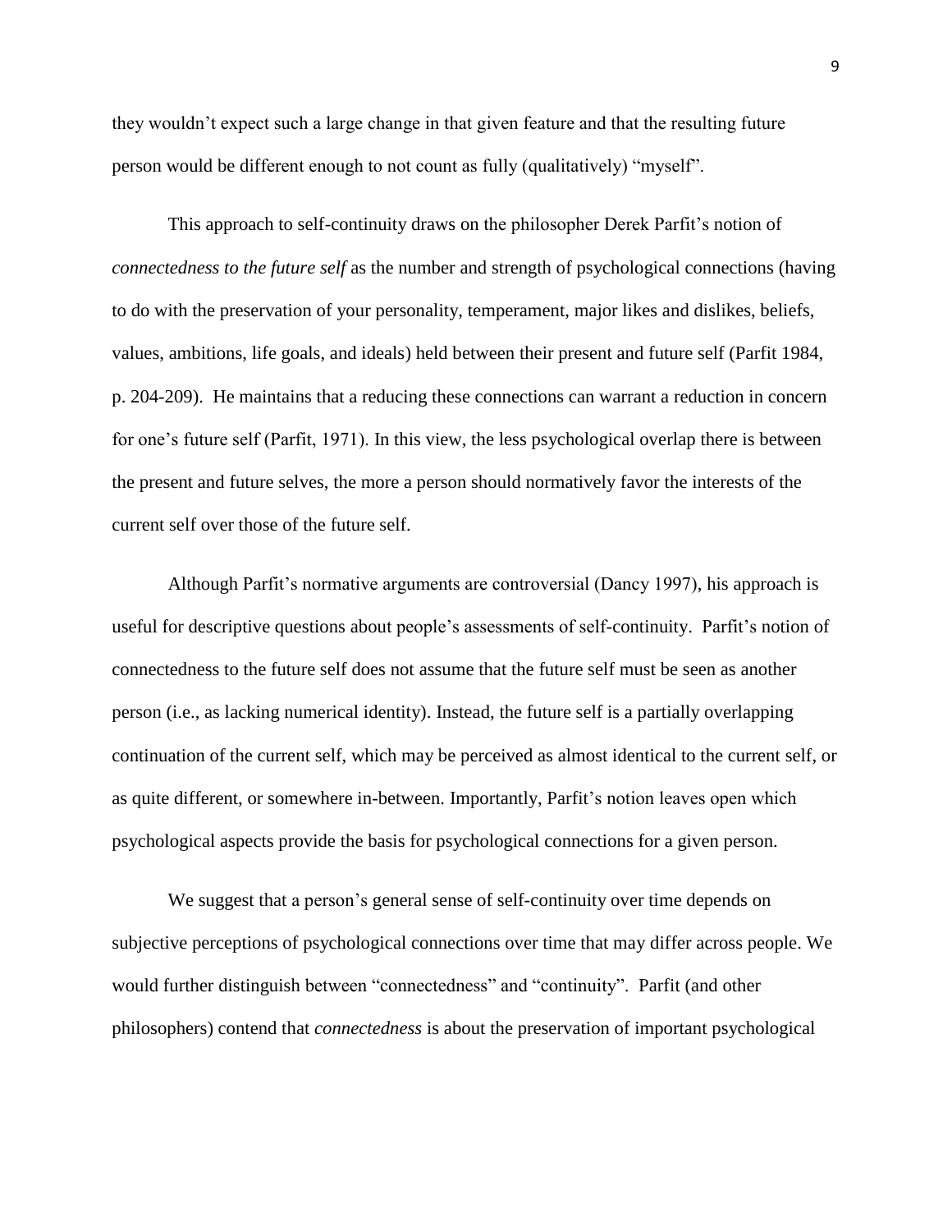they wouldn't expect such a large change in that given feature and that the resulting future person would be different enough to not count as fully (qualitatively) "myself".

This approach to self-continuity draws on the philosopher Derek Parfit's notion of *connectedness to the future self* as the number and strength of psychological connections (having to do with the preservation of your personality, temperament, major likes and dislikes, beliefs, values, ambitions, life goals, and ideals) held between their present and future self (Parfit 1984, p. 204-209). He maintains that a reducing these connections can warrant a reduction in concern for one's future self (Parfit, 1971). In this view, the less psychological overlap there is between the present and future selves, the more a person should normatively favor the interests of the current self over those of the future self.

Although Parfit's normative arguments are controversial (Dancy 1997), his approach is useful for descriptive questions about people's assessments of self-continuity. Parfit's notion of connectedness to the future self does not assume that the future self must be seen as another person (i.e., as lacking numerical identity). Instead, the future self is a partially overlapping continuation of the current self, which may be perceived as almost identical to the current self, or as quite different, or somewhere in-between. Importantly, Parfit's notion leaves open which psychological aspects provide the basis for psychological connections for a given person.

We suggest that a person's general sense of self-continuity over time depends on subjective perceptions of psychological connections over time that may differ across people. We would further distinguish between "connectedness" and "continuity". Parfit (and other philosophers) contend that *connectedness* is about the preservation of important psychological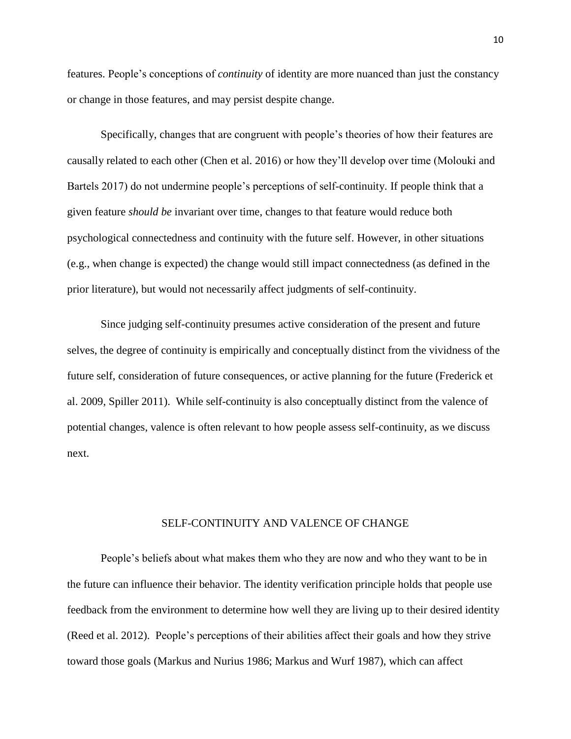features. People's conceptions of *continuity* of identity are more nuanced than just the constancy or change in those features, and may persist despite change.

Specifically, changes that are congruent with people's theories of how their features are causally related to each other (Chen et al. 2016) or how they'll develop over time (Molouki and Bartels 2017) do not undermine people's perceptions of self-continuity. If people think that a given feature *should be* invariant over time, changes to that feature would reduce both psychological connectedness and continuity with the future self. However, in other situations (e.g., when change is expected) the change would still impact connectedness (as defined in the prior literature), but would not necessarily affect judgments of self-continuity.

Since judging self-continuity presumes active consideration of the present and future selves, the degree of continuity is empirically and conceptually distinct from the vividness of the future self, consideration of future consequences, or active planning for the future (Frederick et al. 2009, Spiller 2011). While self-continuity is also conceptually distinct from the valence of potential changes, valence is often relevant to how people assess self-continuity, as we discuss next.

## SELF-CONTINUITY AND VALENCE OF CHANGE

People's beliefs about what makes them who they are now and who they want to be in the future can influence their behavior. The identity verification principle holds that people use feedback from the environment to determine how well they are living up to their desired identity (Reed et al. 2012). People's perceptions of their abilities affect their goals and how they strive toward those goals (Markus and Nurius 1986; Markus and Wurf 1987), which can affect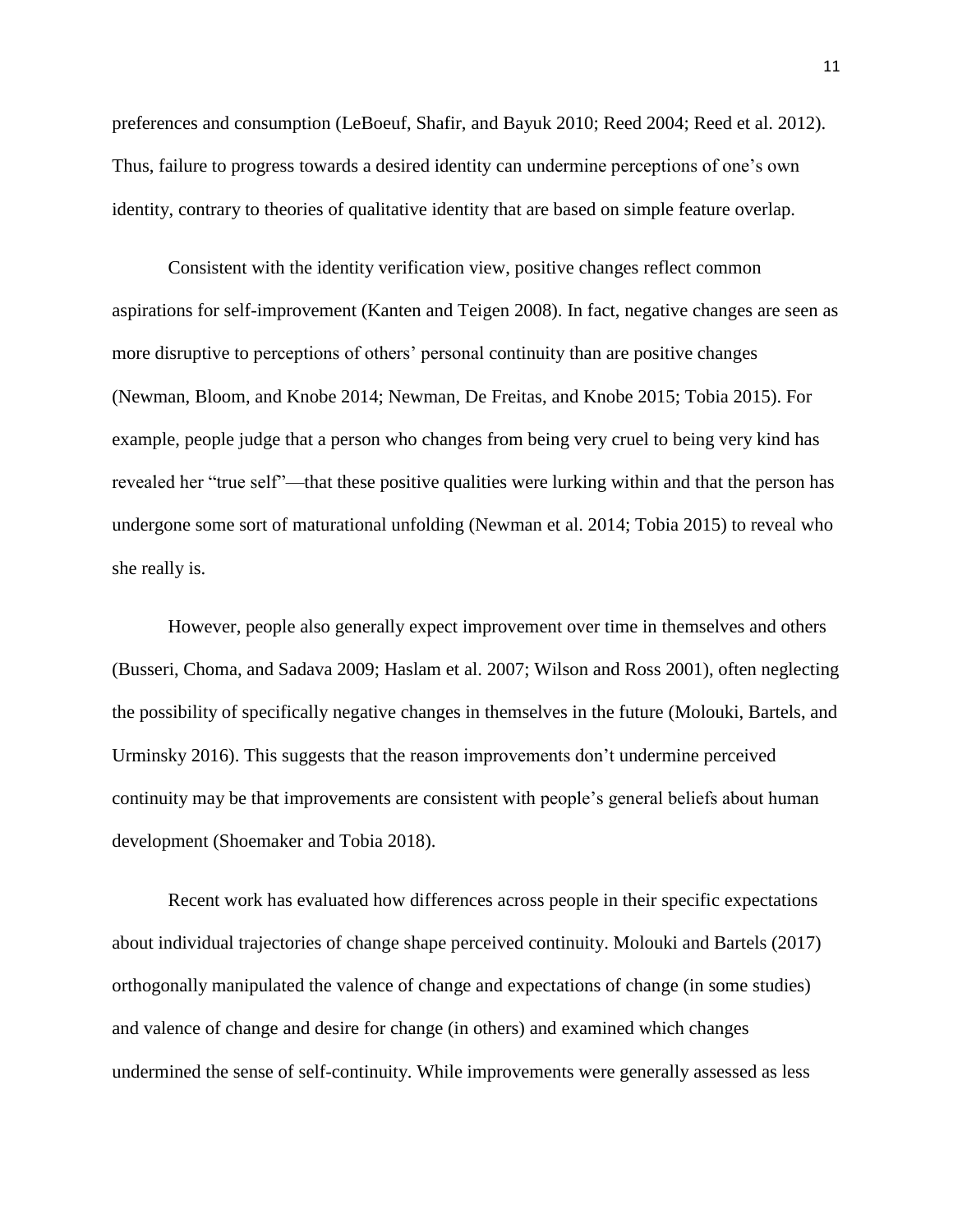preferences and consumption (LeBoeuf, Shafir, and Bayuk 2010; Reed 2004; Reed et al. 2012). Thus, failure to progress towards a desired identity can undermine perceptions of one's own identity, contrary to theories of qualitative identity that are based on simple feature overlap.

Consistent with the identity verification view, positive changes reflect common aspirations for self-improvement (Kanten and Teigen 2008). In fact, negative changes are seen as more disruptive to perceptions of others' personal continuity than are positive changes (Newman, Bloom, and Knobe 2014; Newman, De Freitas, and Knobe 2015; Tobia 2015). For example, people judge that a person who changes from being very cruel to being very kind has revealed her "true self"—that these positive qualities were lurking within and that the person has undergone some sort of maturational unfolding (Newman et al. 2014; Tobia 2015) to reveal who she really is.

However, people also generally expect improvement over time in themselves and others (Busseri, Choma, and Sadava 2009; Haslam et al. 2007; Wilson and Ross 2001), often neglecting the possibility of specifically negative changes in themselves in the future (Molouki, Bartels, and Urminsky 2016). This suggests that the reason improvements don't undermine perceived continuity may be that improvements are consistent with people's general beliefs about human development (Shoemaker and Tobia 2018).

Recent work has evaluated how differences across people in their specific expectations about individual trajectories of change shape perceived continuity. Molouki and Bartels (2017) orthogonally manipulated the valence of change and expectations of change (in some studies) and valence of change and desire for change (in others) and examined which changes undermined the sense of self-continuity. While improvements were generally assessed as less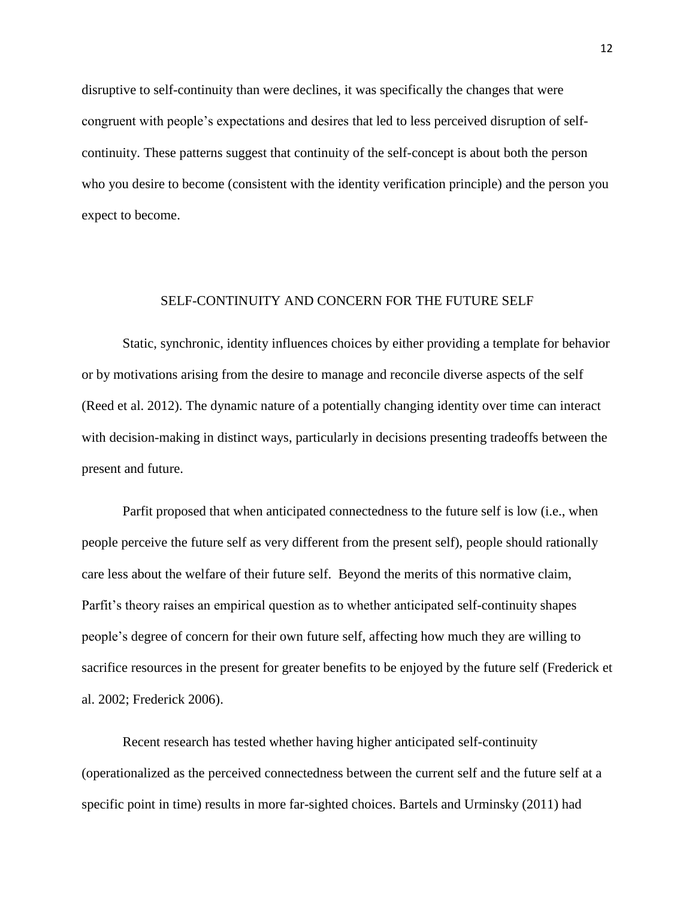disruptive to self-continuity than were declines, it was specifically the changes that were congruent with people's expectations and desires that led to less perceived disruption of self-continuity. These patterns suggest that continuity of the self-concept is about both the person who you desire to become (consistent with the identity verification principle) and the person you expect to become.

## SELF-CONTINUITY AND CONCERN FOR THE FUTURE SELF

Static, synchronic, identity influences choices by either providing a template for behavior or by motivations arising from the desire to manage and reconcile diverse aspects of the self (Reed et al. 2012). The dynamic nature of a potentially changing identity over time can interact with decision-making in distinct ways, particularly in decisions presenting tradeoffs between the present and future.

Parfit proposed that when anticipated connectedness to the future self is low (i.e., when people perceive the future self as very different from the present self), people should rationally care less about the welfare of their future self. Beyond the merits of this normative claim, Parfit's theory raises an empirical question as to whether anticipated self-continuity shapes people's degree of concern for their own future self, affecting how much they are willing to sacrifice resources in the present for greater benefits to be enjoyed by the future self (Frederick et al. 2002; Frederick 2006).

Recent research has tested whether having higher anticipated self-continuity (operationalized as the perceived connectedness between the current self and the future self at a specific point in time) results in more far-sighted choices. Bartels and Urminsky (2011) had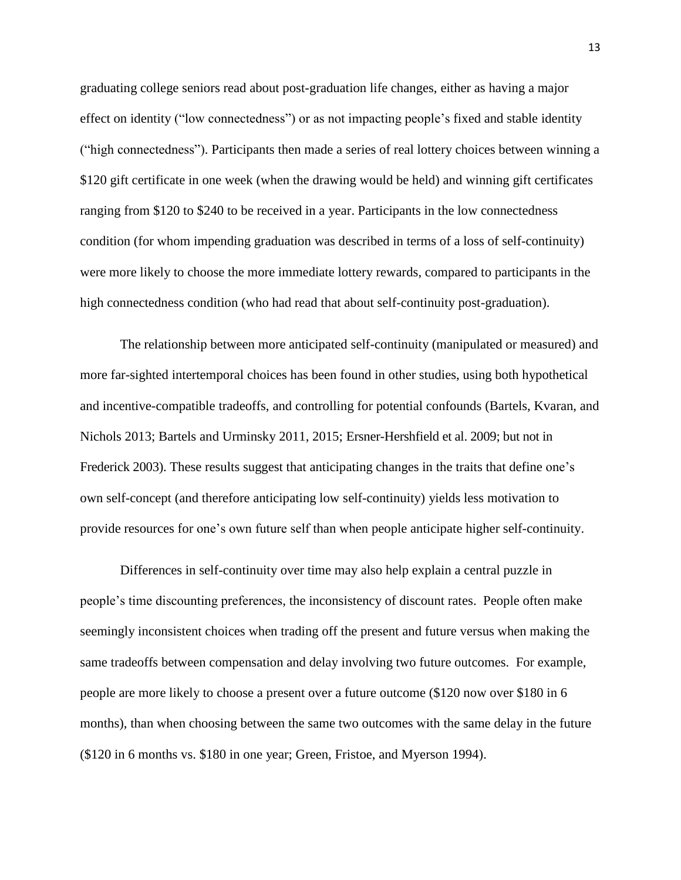graduating college seniors read about post-graduation life changes, either as having a major effect on identity ("low connectedness") or as not impacting people's fixed and stable identity ("high connectedness"). Participants then made a series of real lottery choices between winning a \$120 gift certificate in one week (when the drawing would be held) and winning gift certificates ranging from \$120 to \$240 to be received in a year. Participants in the low connectedness condition (for whom impending graduation was described in terms of a loss of self-continuity) were more likely to choose the more immediate lottery rewards, compared to participants in the high connectedness condition (who had read that about self-continuity post-graduation).

The relationship between more anticipated self-continuity (manipulated or measured) and more far-sighted intertemporal choices has been found in other studies, using both hypothetical and incentive-compatible tradeoffs, and controlling for potential confounds (Bartels, Kvaran, and Nichols 2013; Bartels and Urminsky 2011, 2015; Ersner-Hershfield et al. 2009; but not in Frederick 2003). These results suggest that anticipating changes in the traits that define one's own self-concept (and therefore anticipating low self-continuity) yields less motivation to provide resources for one's own future self than when people anticipate higher self-continuity.

Differences in self-continuity over time may also help explain a central puzzle in people's time discounting preferences, the inconsistency of discount rates. People often make seemingly inconsistent choices when trading off the present and future versus when making the same tradeoffs between compensation and delay involving two future outcomes. For example, people are more likely to choose a present over a future outcome (\$120 now over \$180 in 6 months), than when choosing between the same two outcomes with the same delay in the future (\$120 in 6 months vs. \$180 in one year; Green, Fristoe, and Myerson 1994).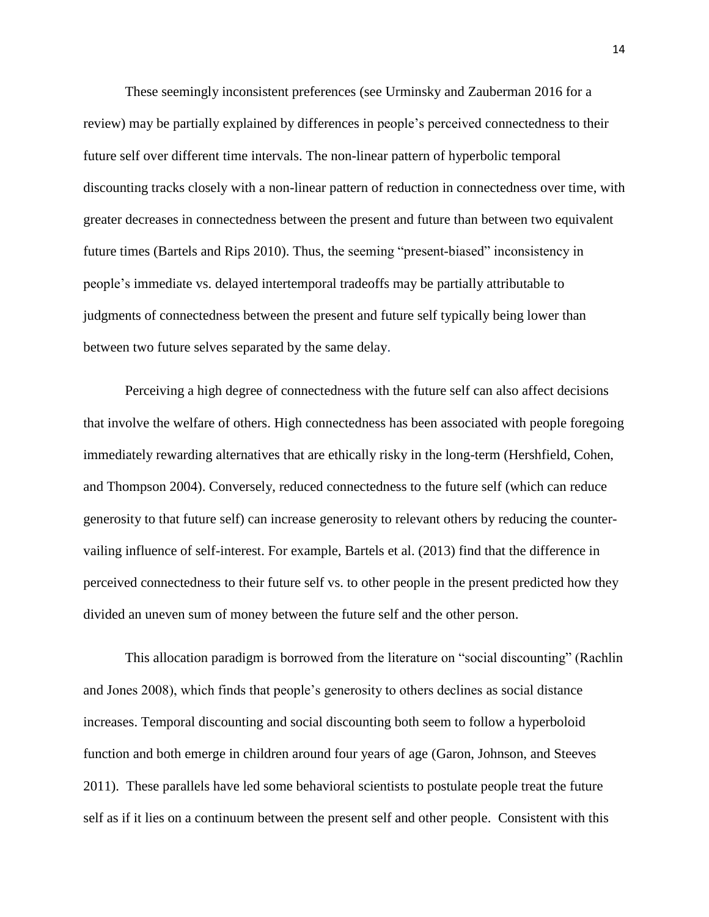These seemingly inconsistent preferences (see Urminsky and Zauberman 2016 for a review) may be partially explained by differences in people's perceived connectedness to their future self over different time intervals. The non-linear pattern of hyperbolic temporal discounting tracks closely with a non-linear pattern of reduction in connectedness over time, with greater decreases in connectedness between the present and future than between two equivalent future times (Bartels and Rips 2010). Thus, the seeming "present-biased" inconsistency in people's immediate vs. delayed intertemporal tradeoffs may be partially attributable to judgments of connectedness between the present and future self typically being lower than between two future selves separated by the same delay.

Perceiving a high degree of connectedness with the future self can also affect decisions that involve the welfare of others. High connectedness has been associated with people foregoing immediately rewarding alternatives that are ethically risky in the long-term (Hershfield, Cohen, and Thompson 2004). Conversely, reduced connectedness to the future self (which can reduce generosity to that future self) can increase generosity to relevant others by reducing the counter-vailing influence of self-interest. For example, Bartels et al. (2013) find that the difference in perceived connectedness to their future self vs. to other people in the present predicted how they divided an uneven sum of money between the future self and the other person.

This allocation paradigm is borrowed from the literature on "social discounting" (Rachlin and Jones 2008), which finds that people's generosity to others declines as social distance increases. Temporal discounting and social discounting both seem to follow a hyperboloid function and both emerge in children around four years of age (Garon, Johnson, and Steeves 2011). These parallels have led some behavioral scientists to postulate people treat the future self as if it lies on a continuum between the present self and other people. Consistent with this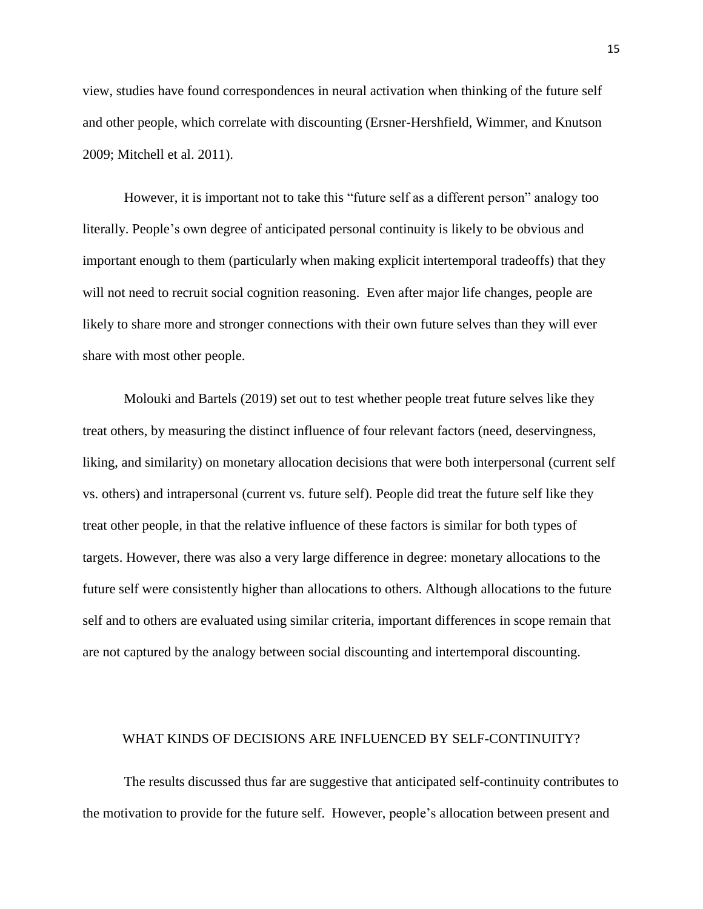view, studies have found correspondences in neural activation when thinking of the future self and other people, which correlate with discounting (Ersner-Hershfield, Wimmer, and Knutson 2009; Mitchell et al. 2011).

However, it is important not to take this "future self as a different person" analogy too literally. People's own degree of anticipated personal continuity is likely to be obvious and important enough to them (particularly when making explicit intertemporal tradeoffs) that they will not need to recruit social cognition reasoning. Even after major life changes, people are likely to share more and stronger connections with their own future selves than they will ever share with most other people.

Molouki and Bartels (2019) set out to test whether people treat future selves like they treat others, by measuring the distinct influence of four relevant factors (need, deservingness, liking, and similarity) on monetary allocation decisions that were both interpersonal (current self vs. others) and intrapersonal (current vs. future self). People did treat the future self like they treat other people, in that the relative influence of these factors is similar for both types of targets. However, there was also a very large difference in degree: monetary allocations to the future self were consistently higher than allocations to others. Although allocations to the future self and to others are evaluated using similar criteria, important differences in scope remain that are not captured by the analogy between social discounting and intertemporal discounting.

## WHAT KINDS OF DECISIONS ARE INFLUENCED BY SELF-CONTINUITY?

The results discussed thus far are suggestive that anticipated self-continuity contributes to the motivation to provide for the future self. However, people's allocation between present and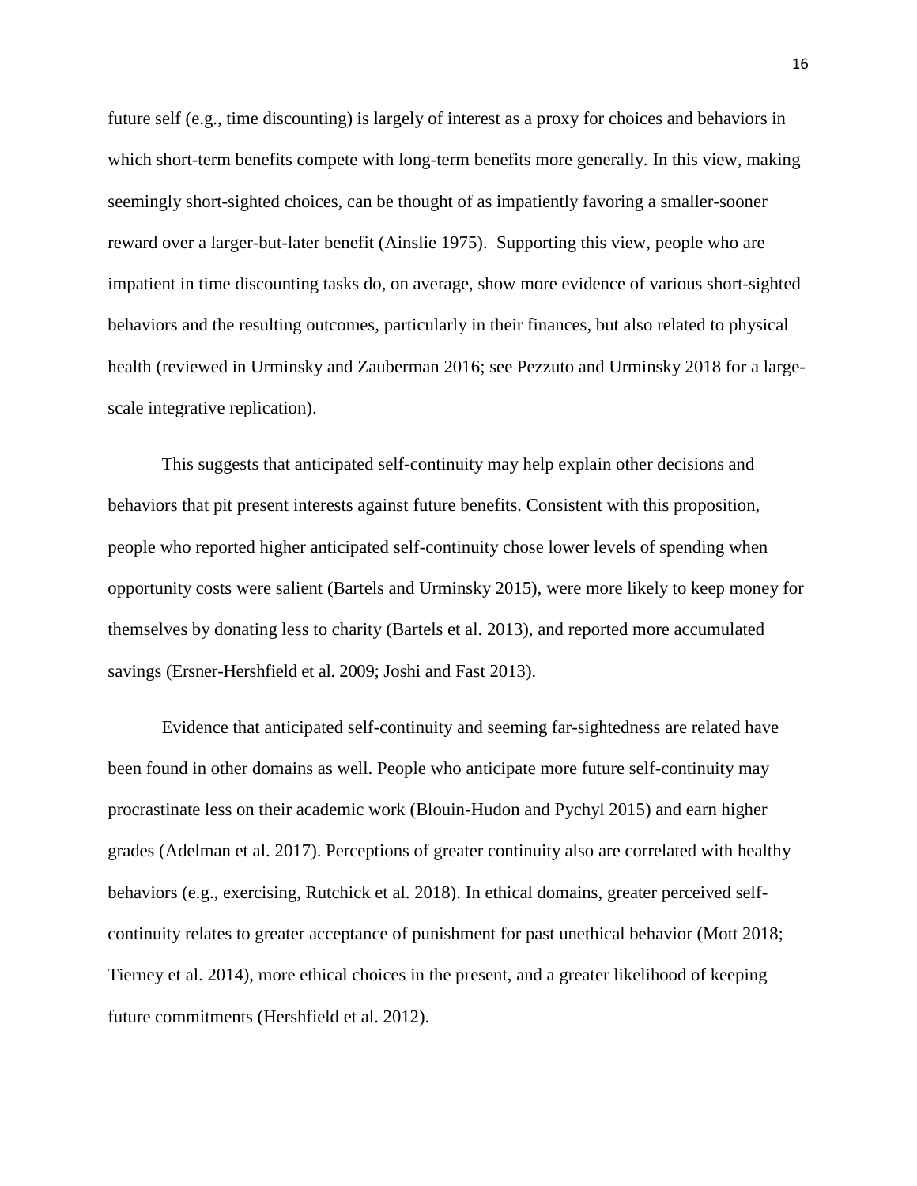future self (e.g., time discounting) is largely of interest as a proxy for choices and behaviors in which short-term benefits compete with long-term benefits more generally. In this view, making seemingly short-sighted choices, can be thought of as impatiently favoring a smaller-sooner reward over a larger-but-later benefit (Ainslie 1975). Supporting this view, people who are impatient in time discounting tasks do, on average, show more evidence of various short-sighted behaviors and the resulting outcomes, particularly in their finances, but also related to physical health (reviewed in Urminsky and Zauberman 2016; see Pezzuto and Urminsky 2018 for a large-scale integrative replication).

This suggests that anticipated self-continuity may help explain other decisions and behaviors that pit present interests against future benefits. Consistent with this proposition, people who reported higher anticipated self-continuity chose lower levels of spending when opportunity costs were salient (Bartels and Urminsky 2015), were more likely to keep money for themselves by donating less to charity (Bartels et al. 2013), and reported more accumulated savings (Ersner-Hershfield et al. 2009; Joshi and Fast 2013).

Evidence that anticipated self-continuity and seeming far-sightedness are related have been found in other domains as well. People who anticipate more future self-continuity may procrastinate less on their academic work (Blouin-Hudon and Pychyl 2015) and earn higher grades (Adelman et al. 2017). Perceptions of greater continuity also are correlated with healthy behaviors (e.g., exercising, Rutchick et al. 2018). In ethical domains, greater perceived self-continuity relates to greater acceptance of punishment for past unethical behavior (Mott 2018; Tierney et al. 2014), more ethical choices in the present, and a greater likelihood of keeping future commitments (Hershfield et al. 2012).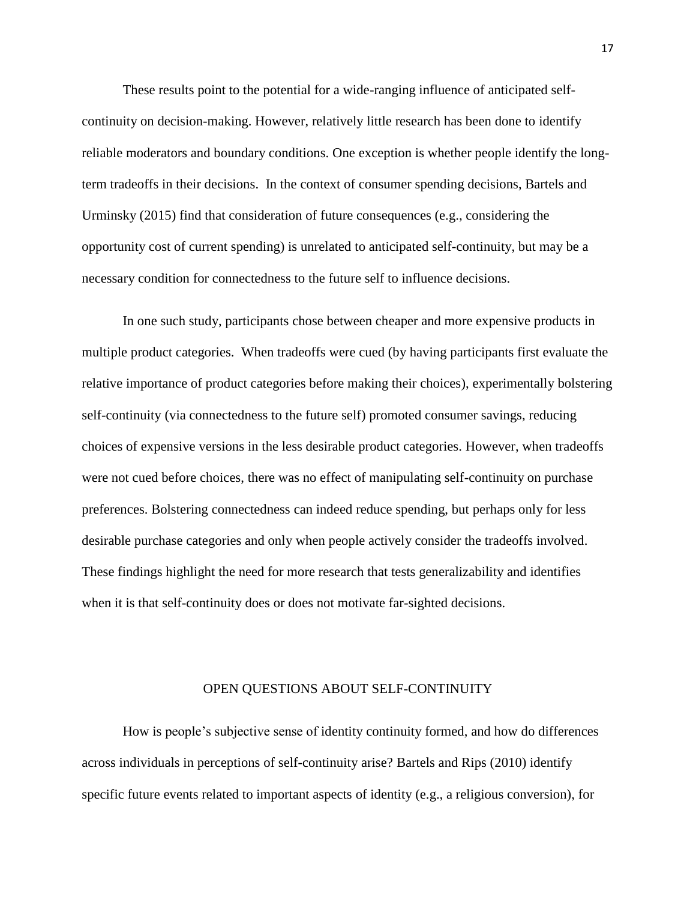These results point to the potential for a wide-ranging influence of anticipated self-continuity on decision-making. However, relatively little research has been done to identify reliable moderators and boundary conditions. One exception is whether people identify the long-term tradeoffs in their decisions. In the context of consumer spending decisions, Bartels and Urminsky (2015) find that consideration of future consequences (e.g., considering the opportunity cost of current spending) is unrelated to anticipated self-continuity, but may be a necessary condition for connectedness to the future self to influence decisions.

In one such study, participants chose between cheaper and more expensive products in multiple product categories. When tradeoffs were cued (by having participants first evaluate the relative importance of product categories before making their choices), experimentally bolstering self-continuity (via connectedness to the future self) promoted consumer savings, reducing choices of expensive versions in the less desirable product categories. However, when tradeoffs were not cued before choices, there was no effect of manipulating self-continuity on purchase preferences. Bolstering connectedness can indeed reduce spending, but perhaps only for less desirable purchase categories and only when people actively consider the tradeoffs involved. These findings highlight the need for more research that tests generalizability and identifies when it is that self-continuity does or does not motivate far-sighted decisions.

## OPEN QUESTIONS ABOUT SELF-CONTINUITY

How is people's subjective sense of identity continuity formed, and how do differences across individuals in perceptions of self-continuity arise? Bartels and Rips (2010) identify specific future events related to important aspects of identity (e.g., a religious conversion), for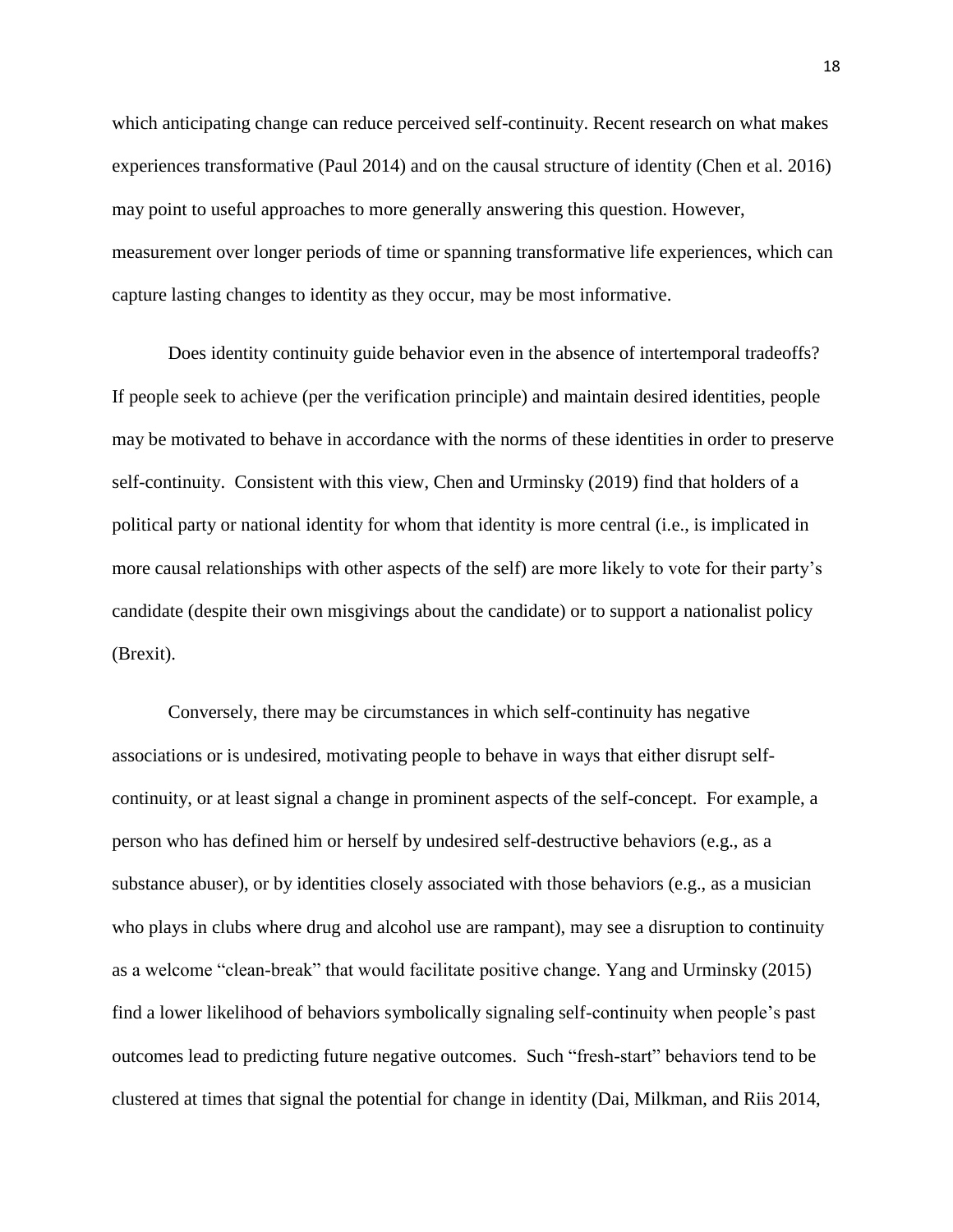which anticipating change can reduce perceived self-continuity. Recent research on what makes experiences transformative (Paul 2014) and on the causal structure of identity (Chen et al. 2016) may point to useful approaches to more generally answering this question. However, measurement over longer periods of time or spanning transformative life experiences, which can capture lasting changes to identity as they occur, may be most informative.

Does identity continuity guide behavior even in the absence of intertemporal tradeoffs? If people seek to achieve (per the verification principle) and maintain desired identities, people may be motivated to behave in accordance with the norms of these identities in order to preserve self-continuity. Consistent with this view, Chen and Urminsky (2019) find that holders of a political party or national identity for whom that identity is more central (i.e., is implicated in more causal relationships with other aspects of the self) are more likely to vote for their party's candidate (despite their own misgivings about the candidate) or to support a nationalist policy (Brexit).

Conversely, there may be circumstances in which self-continuity has negative associations or is undesired, motivating people to behave in ways that either disrupt self-continuity, or at least signal a change in prominent aspects of the self-concept. For example, a person who has defined him or herself by undesired self-destructive behaviors (e.g., as a substance abuser), or by identities closely associated with those behaviors (e.g., as a musician who plays in clubs where drug and alcohol use are rampant), may see a disruption to continuity as a welcome "clean-break" that would facilitate positive change. Yang and Urminsky (2015) find a lower likelihood of behaviors symbolically signaling self-continuity when people's past outcomes lead to predicting future negative outcomes. Such "fresh-start" behaviors tend to be clustered at times that signal the potential for change in identity (Dai, Milkman, and Riis 2014,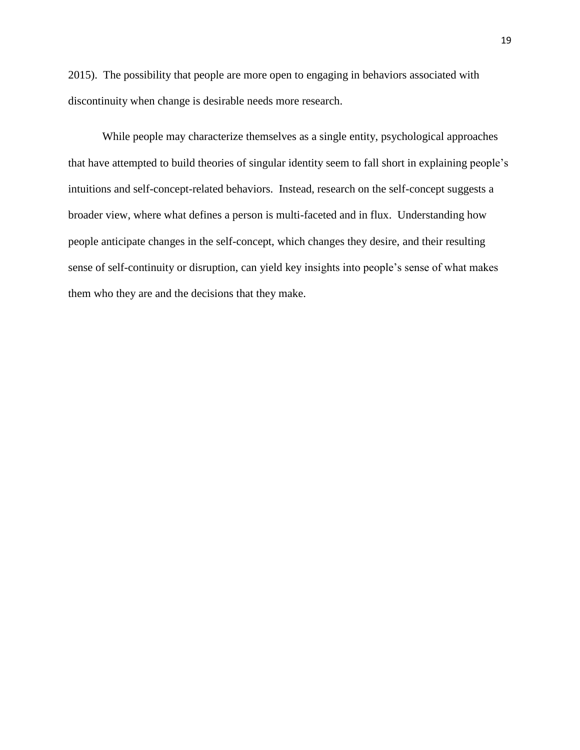2015). The possibility that people are more open to engaging in behaviors associated with discontinuity when change is desirable needs more research.

While people may characterize themselves as a single entity, psychological approaches that have attempted to build theories of singular identity seem to fall short in explaining people's intuitions and self-concept-related behaviors. Instead, research on the self-concept suggests a broader view, where what defines a person is multi-faceted and in flux. Understanding how people anticipate changes in the self-concept, which changes they desire, and their resulting sense of self-continuity or disruption, can yield key insights into people's sense of what makes them who they are and the decisions that they make.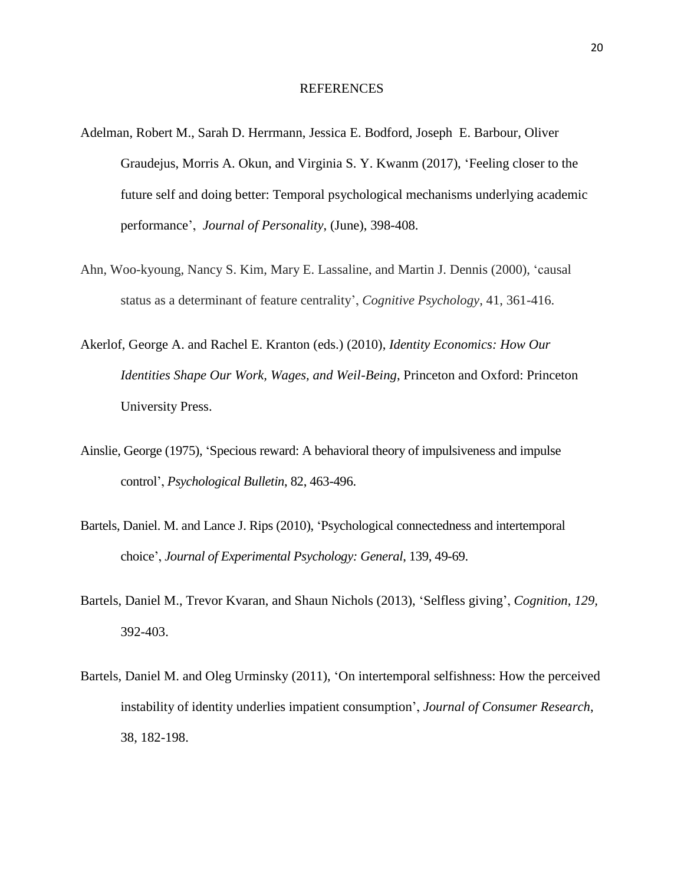# REFERENCES

Adelman, Robert M., Sarah D. Herrmann, Jessica E. Bodford, Joseph E. Barbour, Oliver Graudejus, Morris A. Okun, and Virginia S. Y. Kwanm (2017), 'Feeling closer to the future self and doing better: Temporal psychological mechanisms underlying academic performance', *Journal of Personality*, (June), 398-408.

Ahn, Woo-kyoung, Nancy S. Kim, Mary E. Lassaline, and Martin J. Dennis (2000), 'causal status as a determinant of feature centrality', *Cognitive Psychology*, 41, 361-416.

Akerlof, George A. and Rachel E. Kranton (eds.) (2010), *Identity Economics: How Our Identities Shape Our Work, Wages, and Weil-Being*, Princeton and Oxford: Princeton University Press.

Ainslie, George (1975), 'Specious reward: A behavioral theory of impulsiveness and impulse control', *Psychological Bulletin*, 82, 463-496.

Bartels, Daniel. M. and Lance J. Rips (2010), 'Psychological connectedness and intertemporal choice', *Journal of Experimental Psychology: General*, 139, 49-69.

Bartels, Daniel M., Trevor Kvaran, and Shaun Nichols (2013), 'Selfless giving', *Cognition*, *129*, 392-403.

Bartels, Daniel M. and Oleg Urminsky (2011), 'On intertemporal selfishness: How the perceived instability of identity underlies impatient consumption', *Journal of Consumer Research*, 38, 182-198.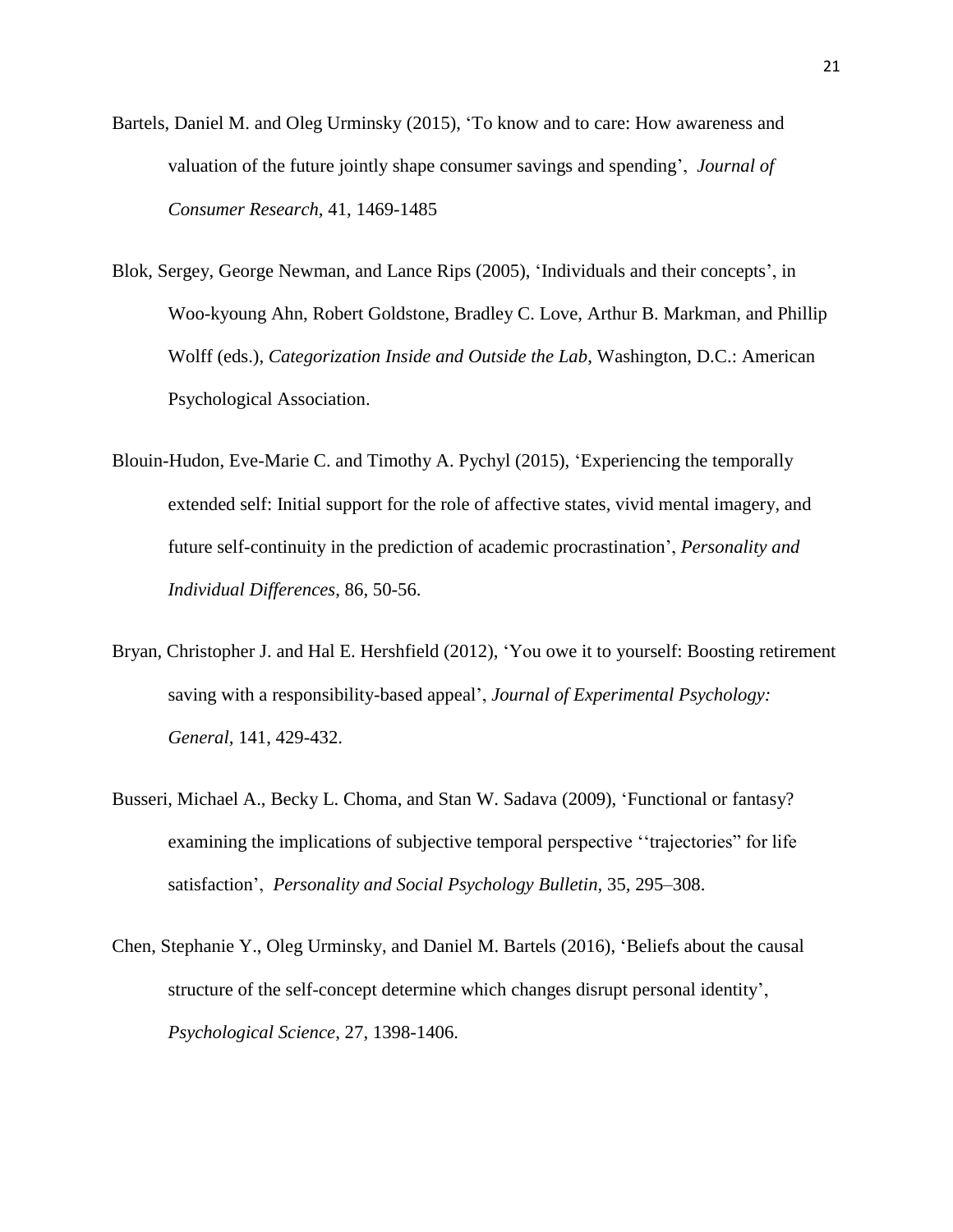Bartels, Daniel M. and Oleg Urminsky (2015), ‘To know and to care: How awareness and valuation of the future jointly shape consumer savings and spending’, *Journal of Consumer Research*, 41, 1469-1485

Blok, Sergey, George Newman, and Lance Rips (2005), ‘Individuals and their concepts’, in Woo-kyoung Ahn, Robert Goldstone, Bradley C. Love, Arthur B. Markman, and Phillip Wolff (eds.), *Categorization Inside and Outside the Lab*, Washington, D.C.: American Psychological Association.

Blouin-Hudon, Eve-Marie C. and Timothy A. Pychyl (2015), ‘Experiencing the temporally extended self: Initial support for the role of affective states, vivid mental imagery, and future self-continuity in the prediction of academic procrastination’, *Personality and Individual Differences*, 86, 50-56.

Bryan, Christopher J. and Hal E. Hershfield (2012), ‘You owe it to yourself: Boosting retirement saving with a responsibility-based appeal’, *Journal of Experimental Psychology: General*, 141, 429-432.

Busseri, Michael A., Becky L. Choma, and Stan W. Sadava (2009), ‘Functional or fantasy? examining the implications of subjective temporal perspective ‘‘trajectories” for life satisfaction’, *Personality and Social Psychology Bulletin*, 35, 295–308.

Chen, Stephanie Y., Oleg Urminsky, and Daniel M. Bartels (2016), ‘Beliefs about the causal structure of the self-concept determine which changes disrupt personal identity’, *Psychological Science*, 27, 1398-1406.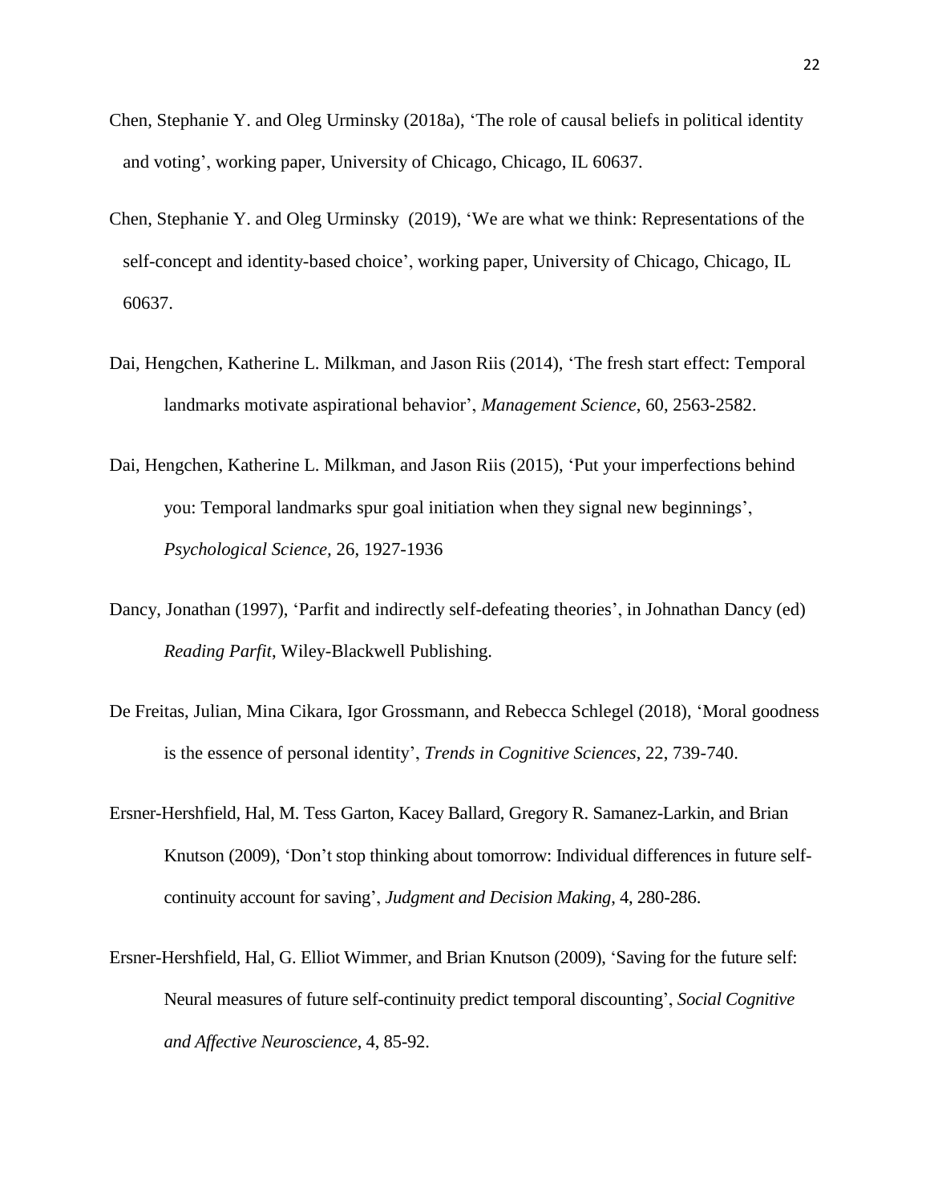Chen, Stephanie Y. and Oleg Urminsky (2018a), 'The role of causal beliefs in political identity and voting', working paper, University of Chicago, Chicago, IL 60637.

Chen, Stephanie Y. and Oleg Urminsky (2019), 'We are what we think: Representations of the self-concept and identity-based choice', working paper, University of Chicago, Chicago, IL 60637.

Dai, Hengchen, Katherine L. Milkman, and Jason Riis (2014), 'The fresh start effect: Temporal landmarks motivate aspirational behavior', *Management Science*, 60, 2563-2582.

Dai, Hengchen, Katherine L. Milkman, and Jason Riis (2015), 'Put your imperfections behind you: Temporal landmarks spur goal initiation when they signal new beginnings', *Psychological Science*, 26, 1927-1936

Dancy, Jonathan (1997), 'Parfit and indirectly self-defeating theories', in Johnathan Dancy (ed) *Reading Parfit*, Wiley-Blackwell Publishing.

De Freitas, Julian, Mina Cikara, Igor Grossmann, and Rebecca Schlegel (2018), 'Moral goodness is the essence of personal identity', *Trends in Cognitive Sciences*, 22, 739-740.

Ersner-Hershfield, Hal, M. Tess Garton, Kacey Ballard, Gregory R. Samanez-Larkin, and Brian Knutson (2009), 'Don't stop thinking about tomorrow: Individual differences in future self-continuity account for saving', *Judgment and Decision Making*, 4, 280-286.

Ersner-Hershfield, Hal, G. Elliot Wimmer, and Brian Knutson (2009), 'Saving for the future self: Neural measures of future self-continuity predict temporal discounting', *Social Cognitive and Affective Neuroscience*, 4, 85-92.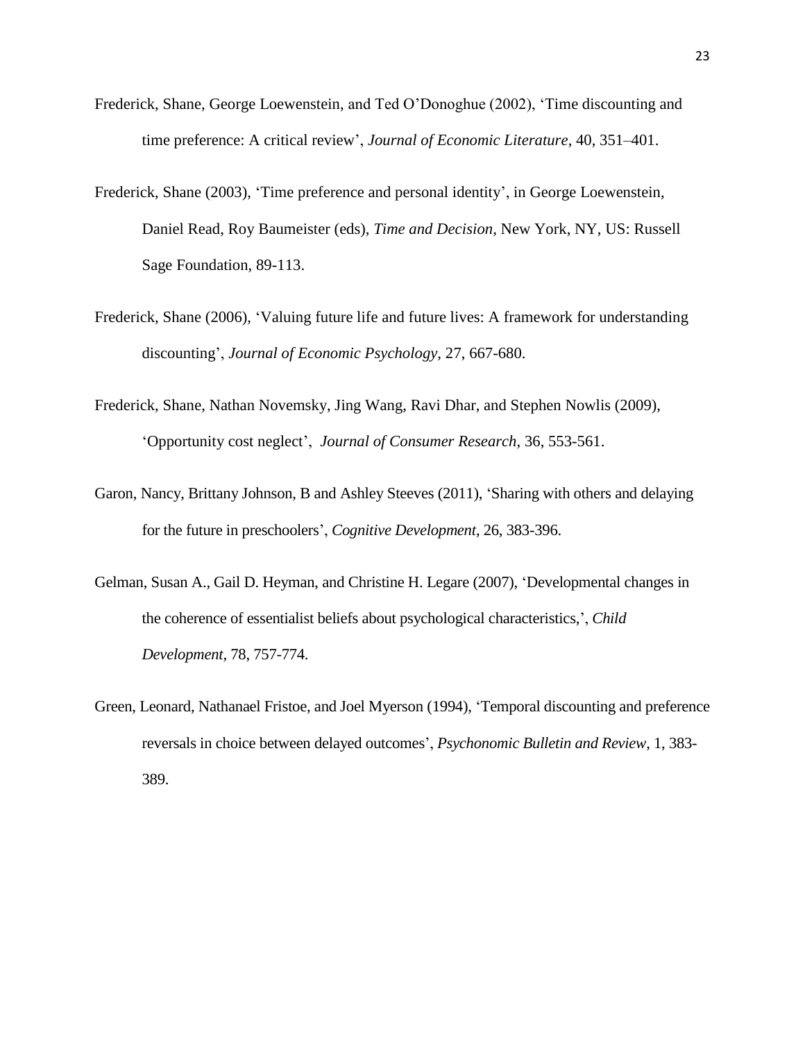Frederick, Shane, George Loewenstein, and Ted O'Donoghue (2002), 'Time discounting and time preference: A critical review', *Journal of Economic Literature*, 40, 351–401.

Frederick, Shane (2003), 'Time preference and personal identity', in George Loewenstein, Daniel Read, Roy Baumeister (eds), *Time and Decision*, New York, NY, US: Russell Sage Foundation, 89-113.

Frederick, Shane (2006), 'Valuing future life and future lives: A framework for understanding discounting', *Journal of Economic Psychology*, 27, 667-680.

Frederick, Shane, Nathan Novemsky, Jing Wang, Ravi Dhar, and Stephen Nowlis (2009), 'Opportunity cost neglect', *Journal of Consumer Research*, 36, 553-561.

Garon, Nancy, Brittany Johnson, B and Ashley Steeves (2011), 'Sharing with others and delaying for the future in preschoolers', *Cognitive Development*, 26, 383-396.

Gelman, Susan A., Gail D. Heyman, and Christine H. Legare (2007), 'Developmental changes in the coherence of essentialist beliefs about psychological characteristics,', *Child Development*, 78, 757-774.

Green, Leonard, Nathanael Fristoe, and Joel Myerson (1994), 'Temporal discounting and preference reversals in choice between delayed outcomes', *Psychonomic Bulletin and Review*, 1, 383-389.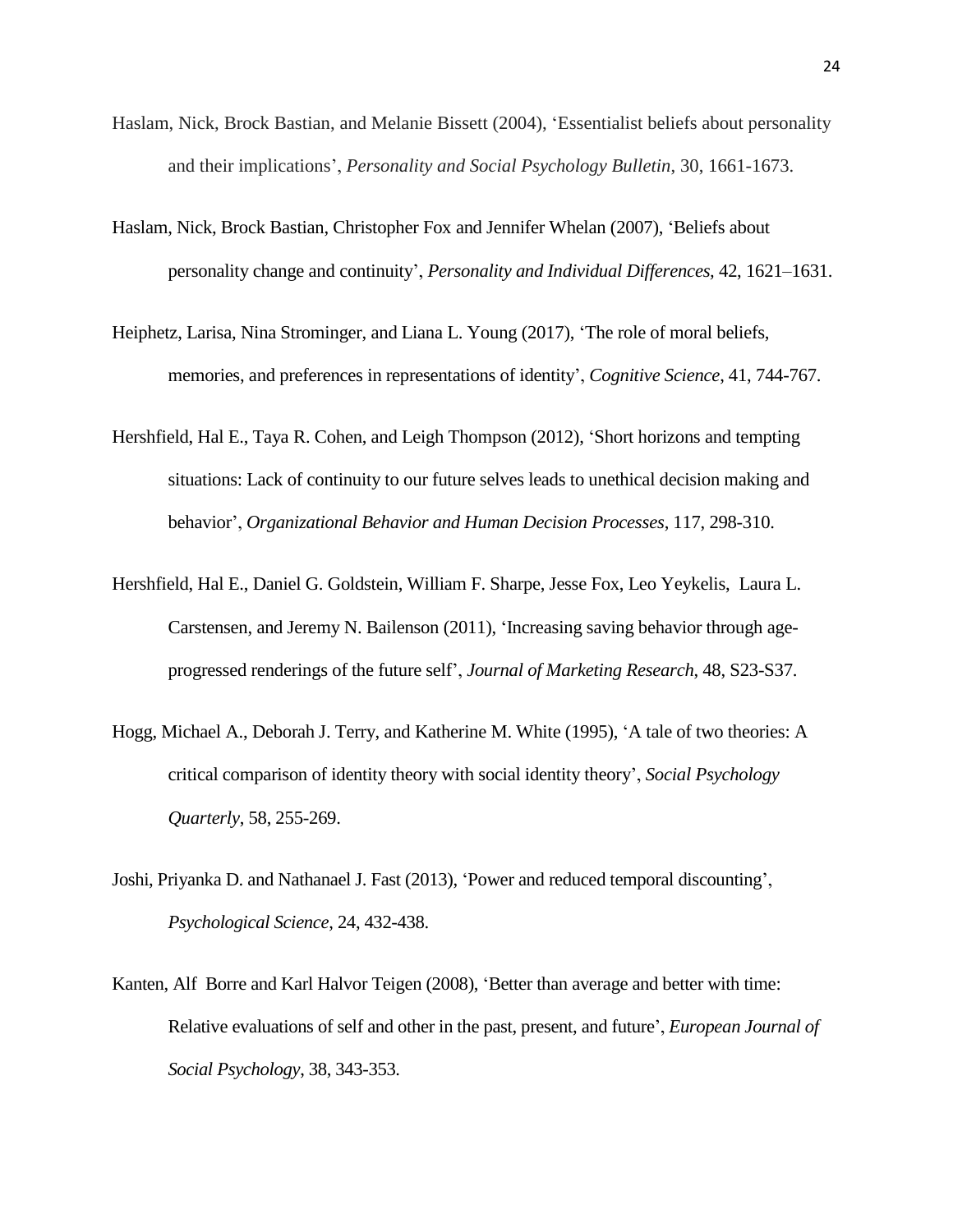Haslam, Nick, Brock Bastian, and Melanie Bissett (2004), 'Essentialist beliefs about personality and their implications', *Personality and Social Psychology Bulletin*, 30, 1661-1673.

Haslam, Nick, Brock Bastian, Christopher Fox and Jennifer Whelan (2007), 'Beliefs about personality change and continuity', *Personality and Individual Differences*, 42, 1621–1631.

Heiphetz, Larisa, Nina Strominger, and Liana L. Young (2017), 'The role of moral beliefs, memories, and preferences in representations of identity', *Cognitive Science*, 41, 744-767.

Hershfield, Hal E., Taya R. Cohen, and Leigh Thompson (2012), 'Short horizons and tempting situations: Lack of continuity to our future selves leads to unethical decision making and behavior', *Organizational Behavior and Human Decision Processes*, 117, 298-310.

Hershfield, Hal E., Daniel G. Goldstein, William F. Sharpe, Jesse Fox, Leo Yeykelis, Laura L. Carstensen, and Jeremy N. Bailenson (2011), 'Increasing saving behavior through age-progressed renderings of the future self', *Journal of Marketing Research*, 48, S23-S37.

Hogg, Michael A., Deborah J. Terry, and Katherine M. White (1995), 'A tale of two theories: A critical comparison of identity theory with social identity theory', *Social Psychology Quarterly*, 58, 255-269.

Joshi, Priyanka D. and Nathanael J. Fast (2013), 'Power and reduced temporal discounting', *Psychological Science*, 24, 432-438.

Kanten, Alf Borre and Karl Halvor Teigen (2008), 'Better than average and better with time: Relative evaluations of self and other in the past, present, and future', *European Journal of Social Psychology*, 38, 343-353.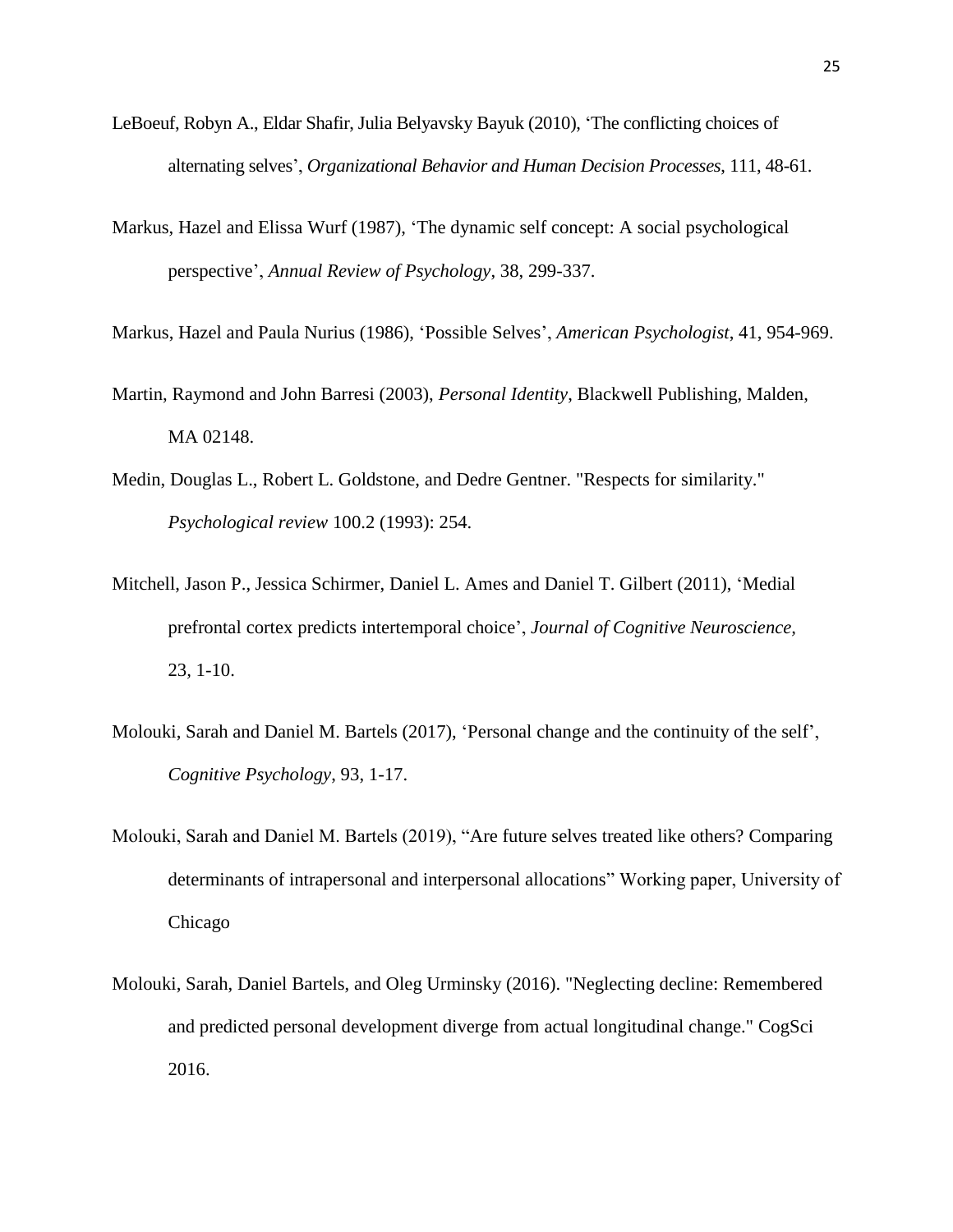LeBoeuf, Robyn A., Eldar Shafir, Julia Belyavsky Bayuk (2010), 'The conflicting choices of alternating selves', *Organizational Behavior and Human Decision Processes*, 111, 48-61.

Markus, Hazel and Elissa Wurf (1987), 'The dynamic self concept: A social psychological perspective', *Annual Review of Psychology*, 38, 299-337.

Markus, Hazel and Paula Nurius (1986), 'Possible Selves', *American Psychologist*, 41, 954-969.

Martin, Raymond and John Barresi (2003), *Personal Identity*, Blackwell Publishing, Malden, MA 02148.

Medin, Douglas L., Robert L. Goldstone, and Dedre Gentner. "Respects for similarity." *Psychological review* 100.2 (1993): 254.

Mitchell, Jason P., Jessica Schirmer, Daniel L. Ames and Daniel T. Gilbert (2011), 'Medial prefrontal cortex predicts intertemporal choice', *Journal of Cognitive Neuroscience*, 23, 1-10.

Molouki, Sarah and Daniel M. Bartels (2017), 'Personal change and the continuity of the self', *Cognitive Psychology*, 93, 1-17.

Molouki, Sarah and Daniel M. Bartels (2019), "Are future selves treated like others? Comparing determinants of intrapersonal and interpersonal allocations" Working paper, University of Chicago

Molouki, Sarah, Daniel Bartels, and Oleg Urminsky (2016). "Neglecting decline: Remembered and predicted personal development diverge from actual longitudinal change." CogSci 2016.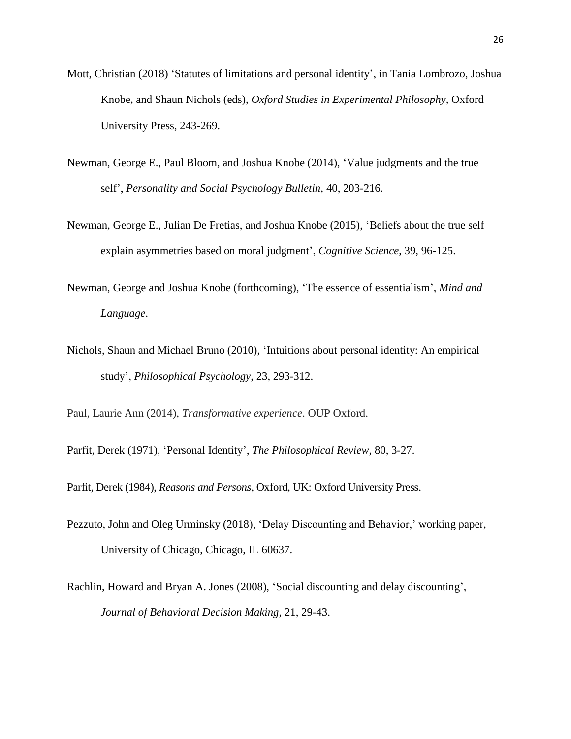Mott, Christian (2018) 'Statutes of limitations and personal identity', in Tania Lombrozo, Joshua Knobe, and Shaun Nichols (eds), *Oxford Studies in Experimental Philosophy*, Oxford University Press, 243-269.

Newman, George E., Paul Bloom, and Joshua Knobe (2014), 'Value judgments and the true self', *Personality and Social Psychology Bulletin*, 40, 203-216.

Newman, George E., Julian De Fretias, and Joshua Knobe (2015), 'Beliefs about the true self explain asymmetries based on moral judgment', *Cognitive Science*, 39, 96-125.

Newman, George and Joshua Knobe (forthcoming), 'The essence of essentialism', *Mind and Language*.

Nichols, Shaun and Michael Bruno (2010), 'Intuitions about personal identity: An empirical study', *Philosophical Psychology*, 23, 293-312.

Paul, Laurie Ann (2014), *Transformative experience*. OUP Oxford.

Parfit, Derek (1971), 'Personal Identity', *The Philosophical Review*, 80, 3-27.

Parfit, Derek (1984), *Reasons and Persons*, Oxford, UK: Oxford University Press.

Pezzuto, John and Oleg Urminsky (2018), 'Delay Discounting and Behavior,' working paper, University of Chicago, Chicago, IL 60637.

Rachlin, Howard and Bryan A. Jones (2008), 'Social discounting and delay discounting', *Journal of Behavioral Decision Making*, 21, 29-43.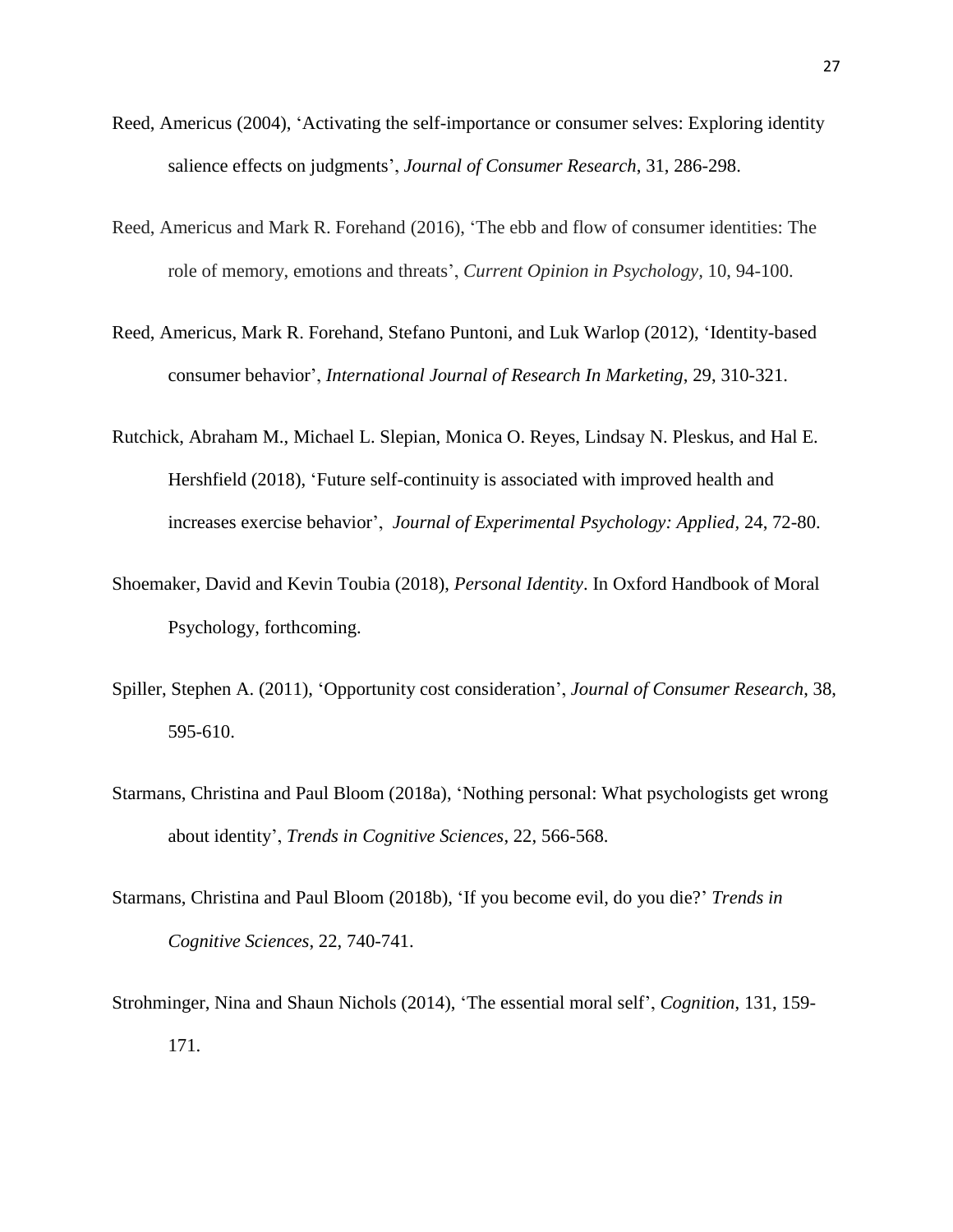Reed, Americus (2004), 'Activating the self-importance or consumer selves: Exploring identity salience effects on judgments', *Journal of Consumer Research*, 31, 286-298.

Reed, Americus and Mark R. Forehand (2016), 'The ebb and flow of consumer identities: The role of memory, emotions and threats', *Current Opinion in Psychology,* 10, 94-100.

Reed, Americus, Mark R. Forehand, Stefano Puntoni, and Luk Warlop (2012), 'Identity-based consumer behavior', *International Journal of Research In Marketing*, 29, 310-321.

Rutchick, Abraham M., Michael L. Slepian, Monica O. Reyes, Lindsay N. Pleskus, and Hal E. Hershfield (2018), 'Future self-continuity is associated with improved health and increases exercise behavior', *Journal of Experimental Psychology: Applied*, 24, 72-80.

Shoemaker, David and Kevin Toubia (2018), *Personal Identity*. In Oxford Handbook of Moral Psychology, forthcoming.

Spiller, Stephen A. (2011), 'Opportunity cost consideration', *Journal of Consumer Research*, 38, 595-610.

Starmans, Christina and Paul Bloom (2018a), 'Nothing personal: What psychologists get wrong about identity', *Trends in Cognitive Sciences*, 22, 566-568.

Starmans, Christina and Paul Bloom (2018b), 'If you become evil, do you die?' *Trends in Cognitive Sciences*, 22, 740-741.

Strohminger, Nina and Shaun Nichols (2014), 'The essential moral self', *Cognition*, 131, 159-171.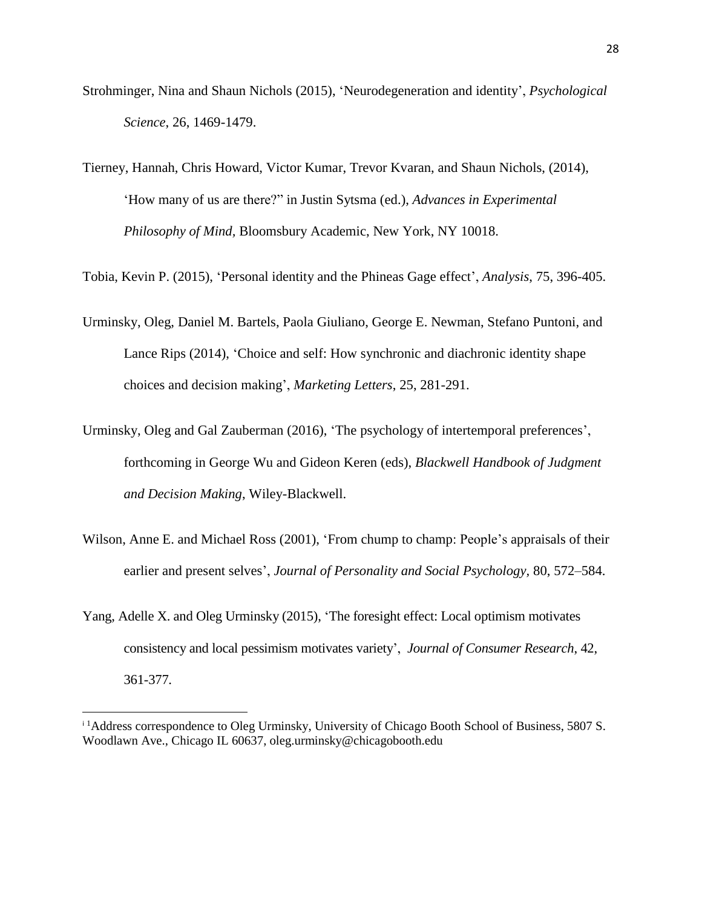Strohminger, Nina and Shaun Nichols (2015), 'Neurodegeneration and identity', *Psychological Science*, 26, 1469-1479.

Tierney, Hannah, Chris Howard, Victor Kumar, Trevor Kvaran, and Shaun Nichols, (2014), 'How many of us are there?" in Justin Sytsma (ed.), *Advances in Experimental Philosophy of Mind,* Bloomsbury Academic, New York, NY 10018.

Tobia, Kevin P. (2015), 'Personal identity and the Phineas Gage effect', *Analysis*, 75, 396-405.

Urminsky, Oleg, Daniel M. Bartels, Paola Giuliano, George E. Newman, Stefano Puntoni, and Lance Rips (2014), 'Choice and self: How synchronic and diachronic identity shape choices and decision making', *Marketing Letters*, 25, 281-291.

Urminsky, Oleg and Gal Zauberman (2016), 'The psychology of intertemporal preferences', forthcoming in George Wu and Gideon Keren (eds), *Blackwell Handbook of Judgment and Decision Making*, Wiley-Blackwell.

Wilson, Anne E. and Michael Ross (2001), 'From chump to champ: People's appraisals of their earlier and present selves', *Journal of Personality and Social Psychology*, 80, 572–584.

Yang, Adelle X. and Oleg Urminsky (2015), 'The foresight effect: Local optimism motivates consistency and local pessimism motivates variety', *Journal of Consumer Research*, 42, 361-377.

---

[i] [1]Address correspondence to Oleg Urminsky, University of Chicago Booth School of Business, 5807 S. Woodlawn Ave., Chicago IL 60637, oleg.urminsky@chicagobooth.edu